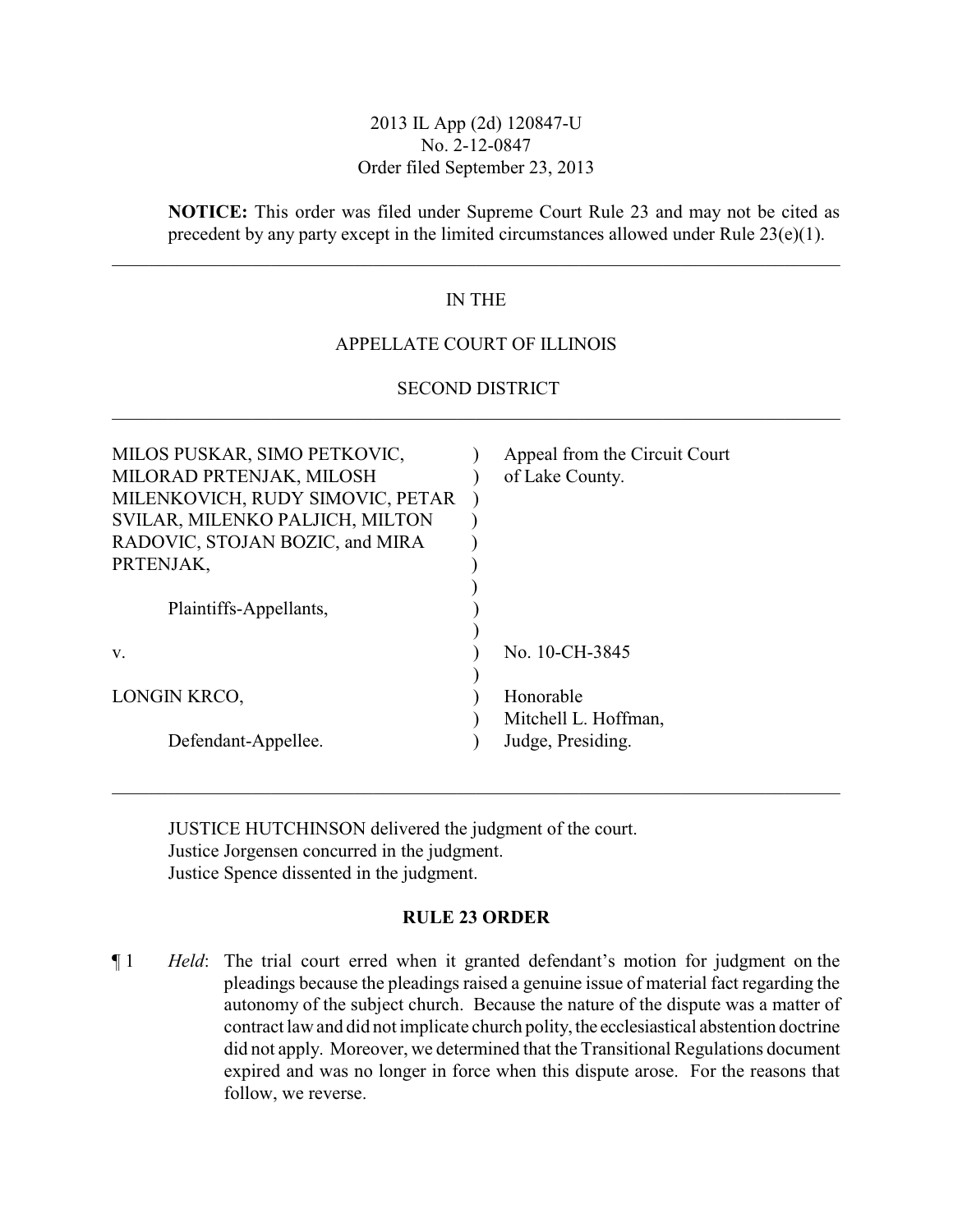2013 IL App (2d) 120847-U
No. 2-12-0847
Order filed September 23, 2013

**NOTICE:** This order was filed under Supreme Court Rule 23 and may not be cited as precedent by any party except in the limited circumstances allowed under Rule 23(e)(1).

---

IN THE

APPELLATE COURT OF ILLINOIS

SECOND DISTRICT

---

| | | |
|---|---|---|
| MILOS PUSKAR, SIMO PETKOVIC, MILORAD PRTENJAK, MILOSH MILENKOVICH, RUDY SIMOVIC, PETAR SVILAR, MILENKO PALJICH, MILTON RADOVIC, STOJAN BOZIC, and MIRA PRTENJAK, | ) | Appeal from the Circuit Court of Lake County. |
| Plaintiffs-Appellants, | ) | |
| v. | ) | No. 10-CH-3845 |
| LONGIN KRCO, | ) | Honorable Mitchell L. Hoffman, |
| Defendant-Appellee. | ) | Judge, Presiding. |

---

JUSTICE HUTCHINSON delivered the judgment of the court.
Justice Jorgensen concurred in the judgment.
Justice Spence dissented in the judgment.

## RULE 23 ORDER

¶ 1 *Held*: The trial court erred when it granted defendant's motion for judgment on the pleadings because the pleadings raised a genuine issue of material fact regarding the autonomy of the subject church. Because the nature of the dispute was a matter of contract law and did not implicate church polity, the ecclesiastical abstention doctrine did not apply. Moreover, we determined that the Transitional Regulations document expired and was no longer in force when this dispute arose. For the reasons that follow, we reverse.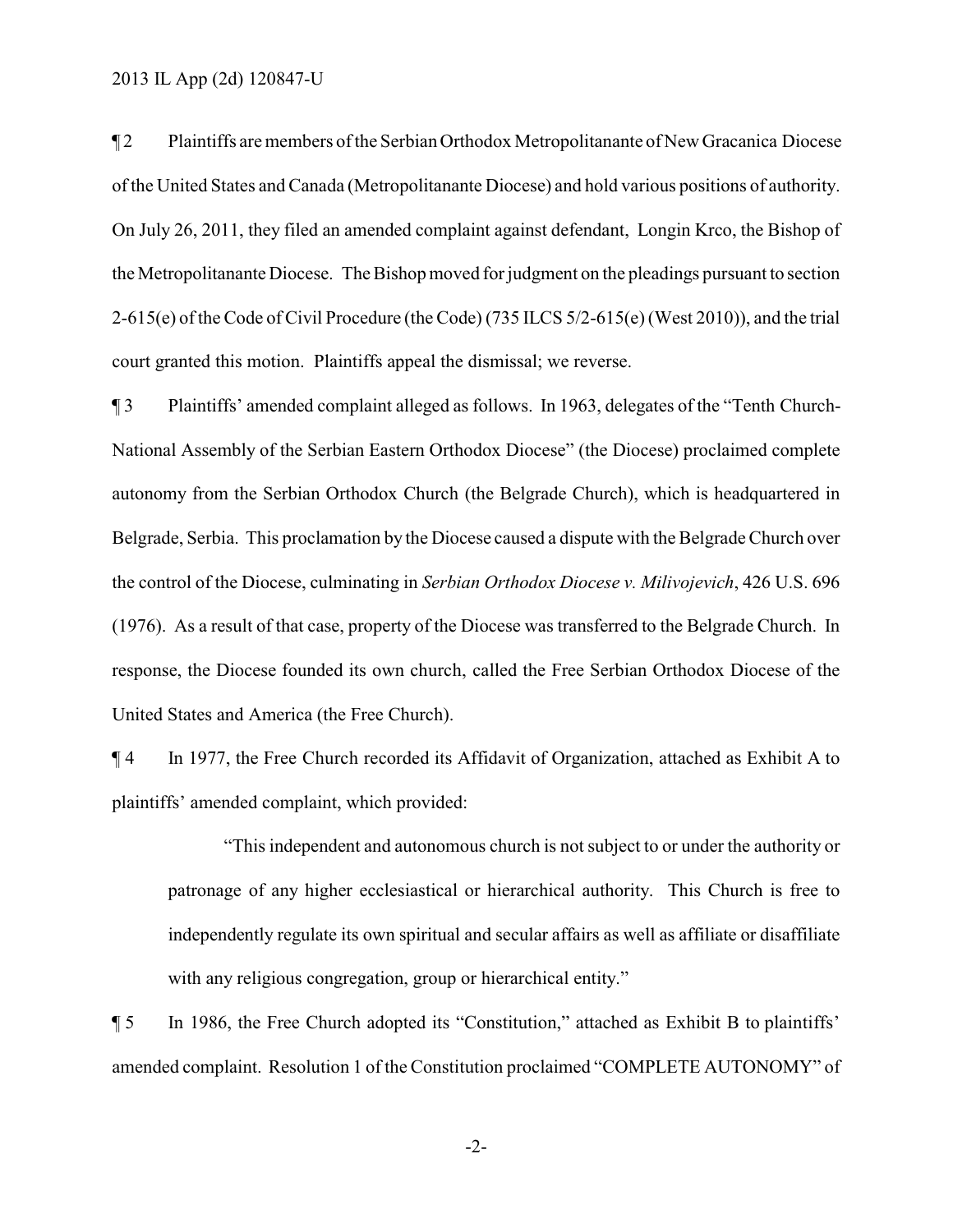¶ 2 Plaintiffs are members of the Serbian Orthodox Metropolitanante of New Gracanica Diocese of the United States and Canada (Metropolitanante Diocese) and hold various positions of authority. On July 26, 2011, they filed an amended complaint against defendant, Longin Krco, the Bishop of the Metropolitanante Diocese. The Bishop moved for judgment on the pleadings pursuant to section 2-615(e) of the Code of Civil Procedure (the Code) (735 ILCS 5/2-615(e) (West 2010)), and the trial court granted this motion. Plaintiffs appeal the dismissal; we reverse.

¶ 3 Plaintiffs' amended complaint alleged as follows. In 1963, delegates of the "Tenth Church-National Assembly of the Serbian Eastern Orthodox Diocese" (the Diocese) proclaimed complete autonomy from the Serbian Orthodox Church (the Belgrade Church), which is headquartered in Belgrade, Serbia. This proclamation by the Diocese caused a dispute with the Belgrade Church over the control of the Diocese, culminating in *Serbian Orthodox Diocese v. Milivojevich*, 426 U.S. 696 (1976). As a result of that case, property of the Diocese was transferred to the Belgrade Church. In response, the Diocese founded its own church, called the Free Serbian Orthodox Diocese of the United States and America (the Free Church).

¶ 4 In 1977, the Free Church recorded its Affidavit of Organization, attached as Exhibit A to plaintiffs' amended complaint, which provided:

> "This independent and autonomous church is not subject to or under the authority or patronage of any higher ecclesiastical or hierarchical authority. This Church is free to independently regulate its own spiritual and secular affairs as well as affiliate or disaffiliate with any religious congregation, group or hierarchical entity."

¶ 5 In 1986, the Free Church adopted its "Constitution," attached as Exhibit B to plaintiffs' amended complaint. Resolution 1 of the Constitution proclaimed "COMPLETE AUTONOMY" of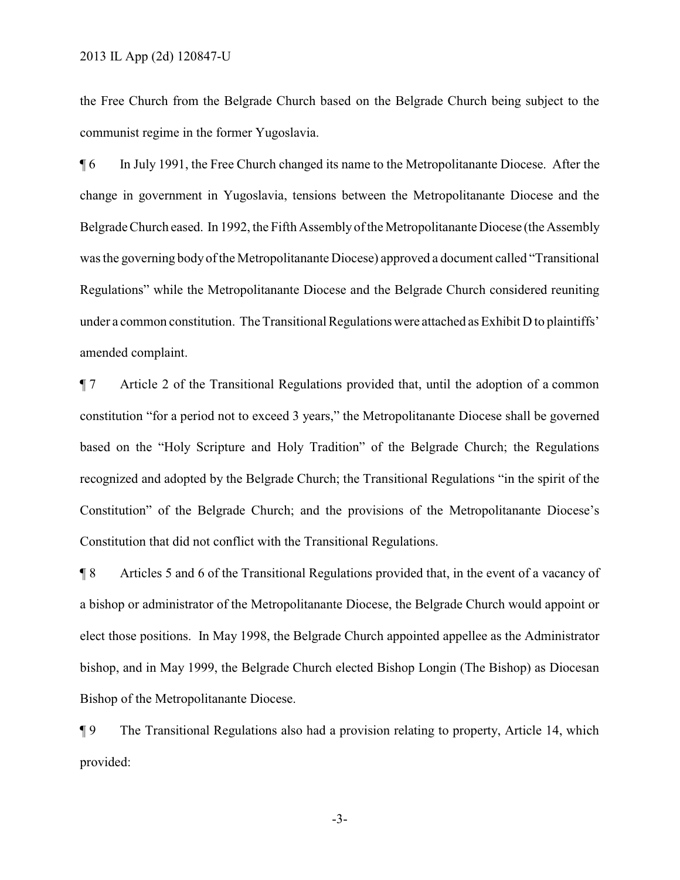the Free Church from the Belgrade Church based on the Belgrade Church being subject to the communist regime in the former Yugoslavia.

¶ 6 In July 1991, the Free Church changed its name to the Metropolitanante Diocese. After the change in government in Yugoslavia, tensions between the Metropolitanante Diocese and the Belgrade Church eased. In 1992, the Fifth Assembly of the Metropolitanante Diocese (the Assembly was the governing body of the Metropolitanante Diocese) approved a document called "Transitional Regulations" while the Metropolitanante Diocese and the Belgrade Church considered reuniting under a common constitution. The Transitional Regulations were attached as Exhibit D to plaintiffs' amended complaint.

¶ 7 Article 2 of the Transitional Regulations provided that, until the adoption of a common constitution "for a period not to exceed 3 years," the Metropolitanante Diocese shall be governed based on the "Holy Scripture and Holy Tradition" of the Belgrade Church; the Regulations recognized and adopted by the Belgrade Church; the Transitional Regulations "in the spirit of the Constitution" of the Belgrade Church; and the provisions of the Metropolitanante Diocese's Constitution that did not conflict with the Transitional Regulations.

¶ 8 Articles 5 and 6 of the Transitional Regulations provided that, in the event of a vacancy of a bishop or administrator of the Metropolitanante Diocese, the Belgrade Church would appoint or elect those positions. In May 1998, the Belgrade Church appointed appellee as the Administrator bishop, and in May 1999, the Belgrade Church elected Bishop Longin (The Bishop) as Diocesan Bishop of the Metropolitanante Diocese.

¶ 9 The Transitional Regulations also had a provision relating to property, Article 14, which provided: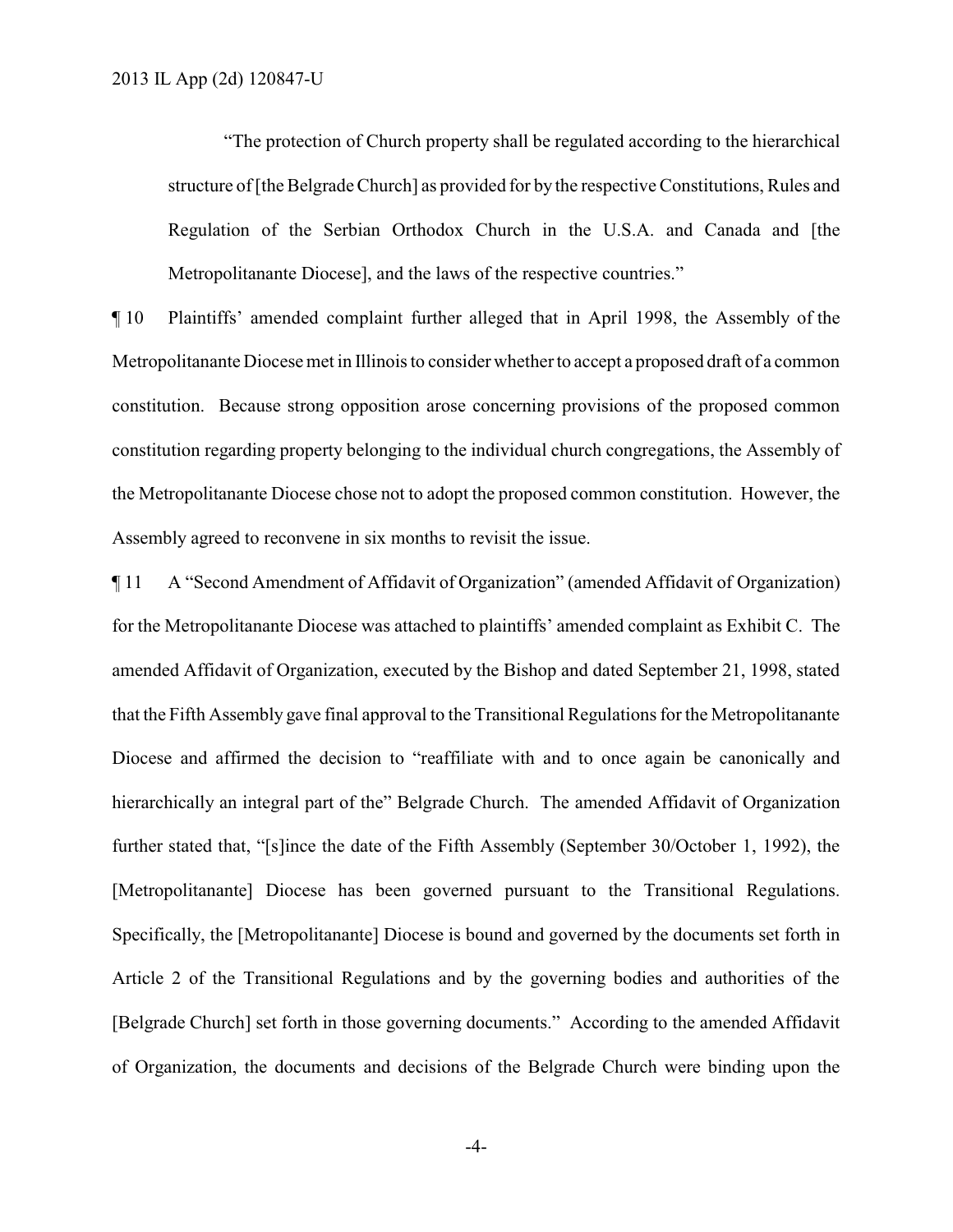> "The protection of Church property shall be regulated according to the hierarchical structure of [the Belgrade Church] as provided for by the respective Constitutions, Rules and Regulation of the Serbian Orthodox Church in the U.S.A. and Canada and [the Metropolitanante Diocese], and the laws of the respective countries."

¶ 10 Plaintiffs' amended complaint further alleged that in April 1998, the Assembly of the Metropolitanante Diocese met in Illinois to consider whether to accept a proposed draft of a common constitution. Because strong opposition arose concerning provisions of the proposed common constitution regarding property belonging to the individual church congregations, the Assembly of the Metropolitanante Diocese chose not to adopt the proposed common constitution. However, the Assembly agreed to reconvene in six months to revisit the issue.

¶ 11 A "Second Amendment of Affidavit of Organization" (amended Affidavit of Organization) for the Metropolitanante Diocese was attached to plaintiffs' amended complaint as Exhibit C. The amended Affidavit of Organization, executed by the Bishop and dated September 21, 1998, stated that the Fifth Assembly gave final approval to the Transitional Regulations for the Metropolitanante Diocese and affirmed the decision to "reaffiliate with and to once again be canonically and hierarchically an integral part of the" Belgrade Church. The amended Affidavit of Organization further stated that, "[s]ince the date of the Fifth Assembly (September 30/October 1, 1992), the [Metropolitanante] Diocese has been governed pursuant to the Transitional Regulations. Specifically, the [Metropolitanante] Diocese is bound and governed by the documents set forth in Article 2 of the Transitional Regulations and by the governing bodies and authorities of the [Belgrade Church] set forth in those governing documents." According to the amended Affidavit of Organization, the documents and decisions of the Belgrade Church were binding upon the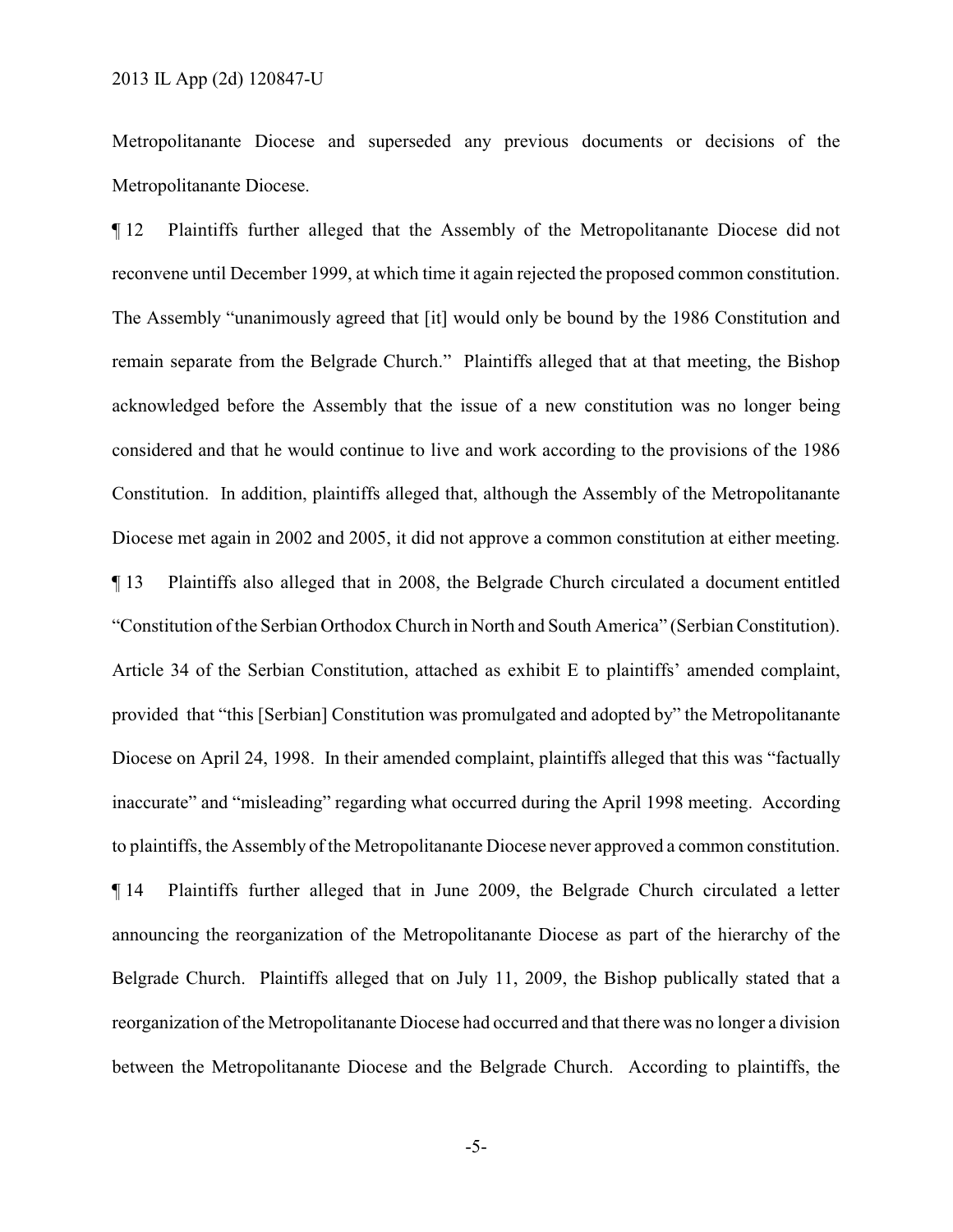Metropolitanante Diocese and superseded any previous documents or decisions of the Metropolitanante Diocese.

¶ 12 Plaintiffs further alleged that the Assembly of the Metropolitanante Diocese did not reconvene until December 1999, at which time it again rejected the proposed common constitution. The Assembly "unanimously agreed that [it] would only be bound by the 1986 Constitution and remain separate from the Belgrade Church." Plaintiffs alleged that at that meeting, the Bishop acknowledged before the Assembly that the issue of a new constitution was no longer being considered and that he would continue to live and work according to the provisions of the 1986 Constitution. In addition, plaintiffs alleged that, although the Assembly of the Metropolitanante Diocese met again in 2002 and 2005, it did not approve a common constitution at either meeting.

¶ 13 Plaintiffs also alleged that in 2008, the Belgrade Church circulated a document entitled "Constitution of the Serbian Orthodox Church in North and South America" (Serbian Constitution). Article 34 of the Serbian Constitution, attached as exhibit E to plaintiffs' amended complaint, provided that "this [Serbian] Constitution was promulgated and adopted by" the Metropolitanante Diocese on April 24, 1998. In their amended complaint, plaintiffs alleged that this was "factually inaccurate" and "misleading" regarding what occurred during the April 1998 meeting. According to plaintiffs, the Assembly of the Metropolitanante Diocese never approved a common constitution.

¶ 14 Plaintiffs further alleged that in June 2009, the Belgrade Church circulated a letter announcing the reorganization of the Metropolitanante Diocese as part of the hierarchy of the Belgrade Church. Plaintiffs alleged that on July 11, 2009, the Bishop publically stated that a reorganization of the Metropolitanante Diocese had occurred and that there was no longer a division between the Metropolitanante Diocese and the Belgrade Church. According to plaintiffs, the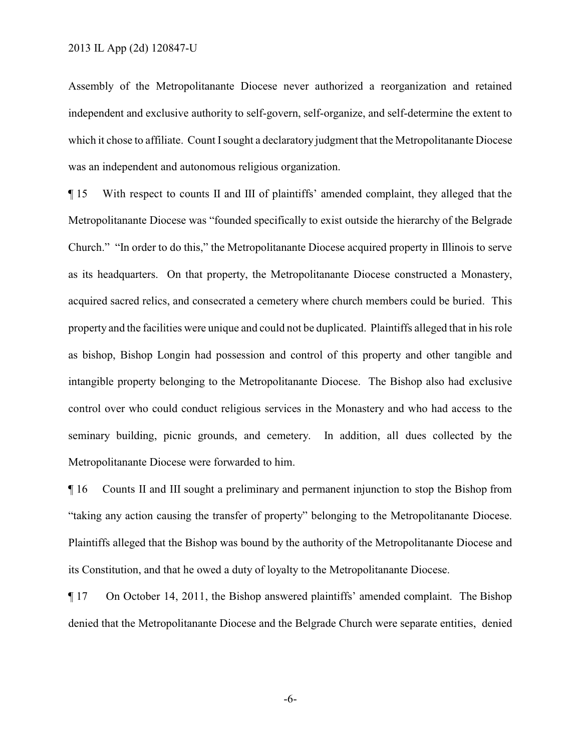Assembly of the Metropolitanante Diocese never authorized a reorganization and retained independent and exclusive authority to self-govern, self-organize, and self-determine the extent to which it chose to affiliate. Count I sought a declaratory judgment that the Metropolitanante Diocese was an independent and autonomous religious organization.

¶ 15 With respect to counts II and III of plaintiffs' amended complaint, they alleged that the Metropolitanante Diocese was "founded specifically to exist outside the hierarchy of the Belgrade Church." "In order to do this," the Metropolitanante Diocese acquired property in Illinois to serve as its headquarters. On that property, the Metropolitanante Diocese constructed a Monastery, acquired sacred relics, and consecrated a cemetery where church members could be buried. This property and the facilities were unique and could not be duplicated. Plaintiffs alleged that in his role as bishop, Bishop Longin had possession and control of this property and other tangible and intangible property belonging to the Metropolitanante Diocese. The Bishop also had exclusive control over who could conduct religious services in the Monastery and who had access to the seminary building, picnic grounds, and cemetery. In addition, all dues collected by the Metropolitanante Diocese were forwarded to him.

¶ 16 Counts II and III sought a preliminary and permanent injunction to stop the Bishop from "taking any action causing the transfer of property" belonging to the Metropolitanante Diocese. Plaintiffs alleged that the Bishop was bound by the authority of the Metropolitanante Diocese and its Constitution, and that he owed a duty of loyalty to the Metropolitanante Diocese.

¶ 17 On October 14, 2011, the Bishop answered plaintiffs' amended complaint. The Bishop denied that the Metropolitanante Diocese and the Belgrade Church were separate entities, denied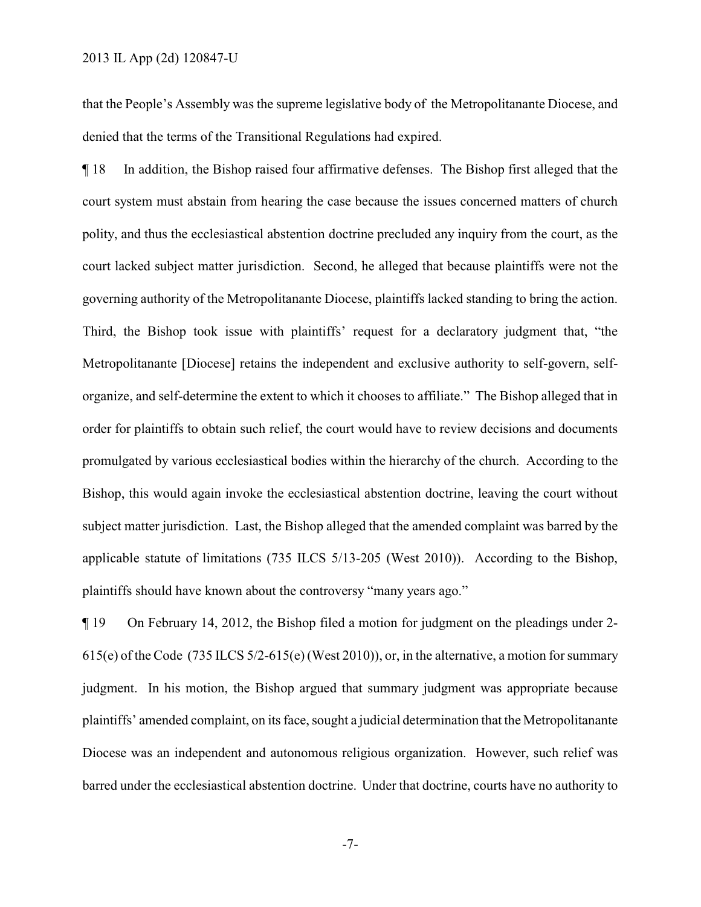that the People's Assembly was the supreme legislative body of the Metropolitanante Diocese, and denied that the terms of the Transitional Regulations had expired.

¶ 18 In addition, the Bishop raised four affirmative defenses. The Bishop first alleged that the court system must abstain from hearing the case because the issues concerned matters of church polity, and thus the ecclesiastical abstention doctrine precluded any inquiry from the court, as the court lacked subject matter jurisdiction. Second, he alleged that because plaintiffs were not the governing authority of the Metropolitanante Diocese, plaintiffs lacked standing to bring the action. Third, the Bishop took issue with plaintiffs' request for a declaratory judgment that, "the Metropolitanante [Diocese] retains the independent and exclusive authority to self-govern, self-organize, and self-determine the extent to which it chooses to affiliate." The Bishop alleged that in order for plaintiffs to obtain such relief, the court would have to review decisions and documents promulgated by various ecclesiastical bodies within the hierarchy of the church. According to the Bishop, this would again invoke the ecclesiastical abstention doctrine, leaving the court without subject matter jurisdiction. Last, the Bishop alleged that the amended complaint was barred by the applicable statute of limitations (735 ILCS 5/13-205 (West 2010)). According to the Bishop, plaintiffs should have known about the controversy "many years ago."

¶ 19 On February 14, 2012, the Bishop filed a motion for judgment on the pleadings under 2-615(e) of the Code (735 ILCS 5/2-615(e) (West 2010)), or, in the alternative, a motion for summary judgment. In his motion, the Bishop argued that summary judgment was appropriate because plaintiffs' amended complaint, on its face, sought a judicial determination that the Metropolitanante Diocese was an independent and autonomous religious organization. However, such relief was barred under the ecclesiastical abstention doctrine. Under that doctrine, courts have no authority to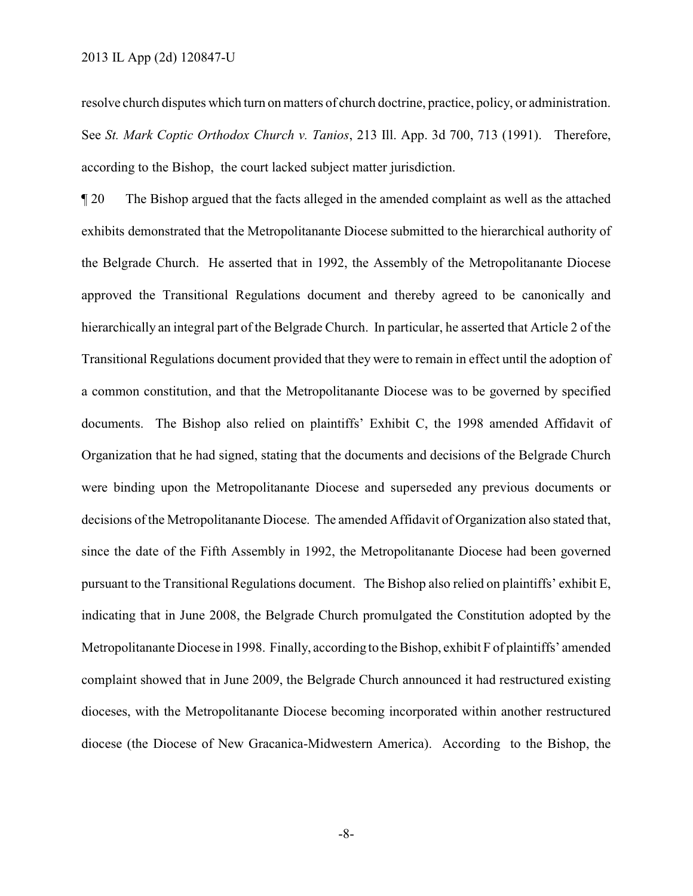resolve church disputes which turn on matters of church doctrine, practice, policy, or administration. See *St. Mark Coptic Orthodox Church v. Tanios*, 213 Ill. App. 3d 700, 713 (1991). Therefore, according to the Bishop, the court lacked subject matter jurisdiction.

¶ 20 The Bishop argued that the facts alleged in the amended complaint as well as the attached exhibits demonstrated that the Metropolitanante Diocese submitted to the hierarchical authority of the Belgrade Church. He asserted that in 1992, the Assembly of the Metropolitanante Diocese approved the Transitional Regulations document and thereby agreed to be canonically and hierarchically an integral part of the Belgrade Church. In particular, he asserted that Article 2 of the Transitional Regulations document provided that they were to remain in effect until the adoption of a common constitution, and that the Metropolitanante Diocese was to be governed by specified documents. The Bishop also relied on plaintiffs' Exhibit C, the 1998 amended Affidavit of Organization that he had signed, stating that the documents and decisions of the Belgrade Church were binding upon the Metropolitanante Diocese and superseded any previous documents or decisions of the Metropolitanante Diocese. The amended Affidavit of Organization also stated that, since the date of the Fifth Assembly in 1992, the Metropolitanante Diocese had been governed pursuant to the Transitional Regulations document. The Bishop also relied on plaintiffs' exhibit E, indicating that in June 2008, the Belgrade Church promulgated the Constitution adopted by the Metropolitanante Diocese in 1998. Finally, according to the Bishop, exhibit F of plaintiffs' amended complaint showed that in June 2009, the Belgrade Church announced it had restructured existing dioceses, with the Metropolitanante Diocese becoming incorporated within another restructured diocese (the Diocese of New Gracanica-Midwestern America). According to the Bishop, the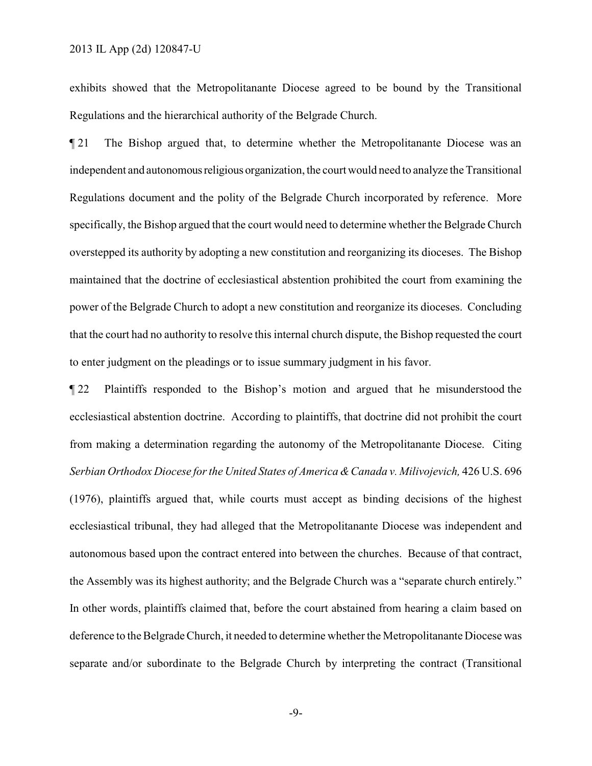exhibits showed that the Metropolitanante Diocese agreed to be bound by the Transitional Regulations and the hierarchical authority of the Belgrade Church.

¶ 21 The Bishop argued that, to determine whether the Metropolitanante Diocese was an independent and autonomous religious organization, the court would need to analyze the Transitional Regulations document and the polity of the Belgrade Church incorporated by reference. More specifically, the Bishop argued that the court would need to determine whether the Belgrade Church overstepped its authority by adopting a new constitution and reorganizing its dioceses. The Bishop maintained that the doctrine of ecclesiastical abstention prohibited the court from examining the power of the Belgrade Church to adopt a new constitution and reorganize its dioceses. Concluding that the court had no authority to resolve this internal church dispute, the Bishop requested the court to enter judgment on the pleadings or to issue summary judgment in his favor.

¶ 22 Plaintiffs responded to the Bishop's motion and argued that he misunderstood the ecclesiastical abstention doctrine. According to plaintiffs, that doctrine did not prohibit the court from making a determination regarding the autonomy of the Metropolitanante Diocese. Citing *Serbian Orthodox Diocese for the United States of America & Canada v. Milivojevich,* 426 U.S. 696 (1976), plaintiffs argued that, while courts must accept as binding decisions of the highest ecclesiastical tribunal, they had alleged that the Metropolitanante Diocese was independent and autonomous based upon the contract entered into between the churches. Because of that contract, the Assembly was its highest authority; and the Belgrade Church was a "separate church entirely." In other words, plaintiffs claimed that, before the court abstained from hearing a claim based on deference to the Belgrade Church, it needed to determine whether the Metropolitanante Diocese was separate and/or subordinate to the Belgrade Church by interpreting the contract (Transitional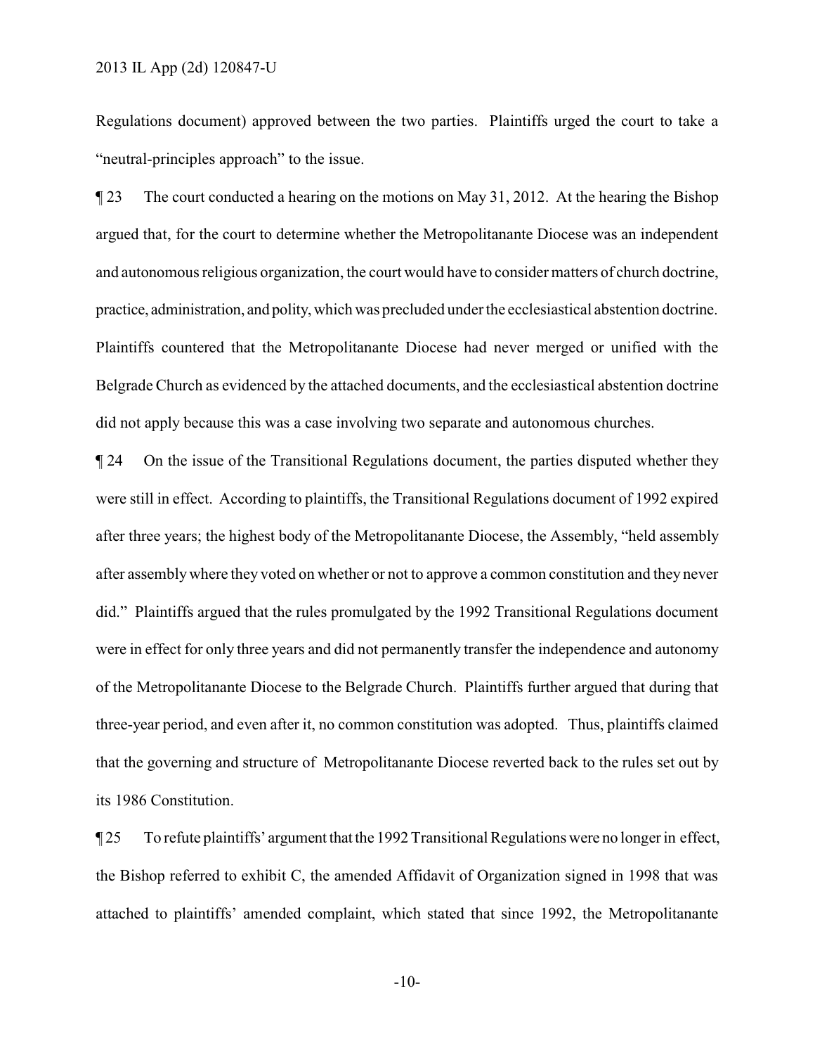Regulations document) approved between the two parties. Plaintiffs urged the court to take a "neutral-principles approach" to the issue.

¶ 23 The court conducted a hearing on the motions on May 31, 2012. At the hearing the Bishop argued that, for the court to determine whether the Metropolitanante Diocese was an independent and autonomous religious organization, the court would have to consider matters of church doctrine, practice, administration, and polity, which was precluded under the ecclesiastical abstention doctrine. Plaintiffs countered that the Metropolitanante Diocese had never merged or unified with the Belgrade Church as evidenced by the attached documents, and the ecclesiastical abstention doctrine did not apply because this was a case involving two separate and autonomous churches.

¶ 24 On the issue of the Transitional Regulations document, the parties disputed whether they were still in effect. According to plaintiffs, the Transitional Regulations document of 1992 expired after three years; the highest body of the Metropolitanante Diocese, the Assembly, "held assembly after assembly where they voted on whether or not to approve a common constitution and they never did." Plaintiffs argued that the rules promulgated by the 1992 Transitional Regulations document were in effect for only three years and did not permanently transfer the independence and autonomy of the Metropolitanante Diocese to the Belgrade Church. Plaintiffs further argued that during that three-year period, and even after it, no common constitution was adopted. Thus, plaintiffs claimed that the governing and structure of Metropolitanante Diocese reverted back to the rules set out by its 1986 Constitution.

¶ 25 To refute plaintiffs' argument that the 1992 Transitional Regulations were no longer in effect, the Bishop referred to exhibit C, the amended Affidavit of Organization signed in 1998 that was attached to plaintiffs' amended complaint, which stated that since 1992, the Metropolitanante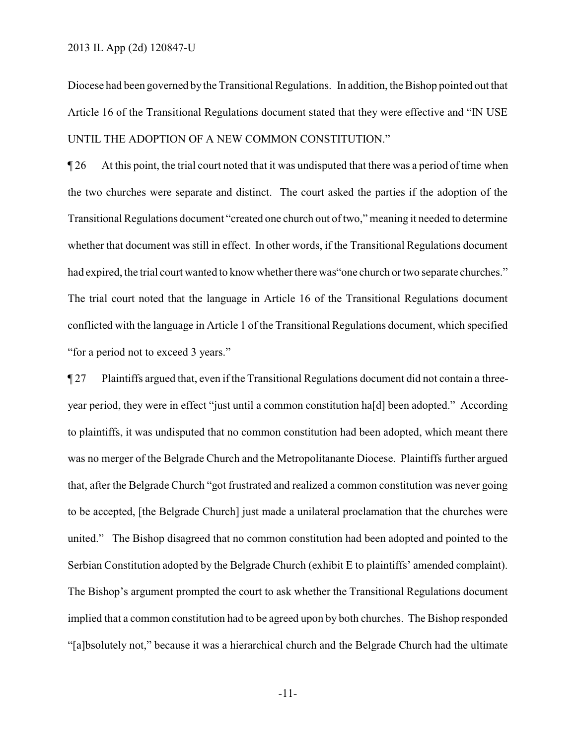Diocese had been governed by the Transitional Regulations. In addition, the Bishop pointed out that Article 16 of the Transitional Regulations document stated that they were effective and "IN USE UNTIL THE ADOPTION OF A NEW COMMON CONSTITUTION."

¶ 26 At this point, the trial court noted that it was undisputed that there was a period of time when the two churches were separate and distinct. The court asked the parties if the adoption of the Transitional Regulations document "created one church out of two," meaning it needed to determine whether that document was still in effect. In other words, if the Transitional Regulations document had expired, the trial court wanted to know whether there was"one church or two separate churches." The trial court noted that the language in Article 16 of the Transitional Regulations document conflicted with the language in Article 1 of the Transitional Regulations document, which specified "for a period not to exceed 3 years."

¶ 27 Plaintiffs argued that, even if the Transitional Regulations document did not contain a three-year period, they were in effect "just until a common constitution ha[d] been adopted." According to plaintiffs, it was undisputed that no common constitution had been adopted, which meant there was no merger of the Belgrade Church and the Metropolitanante Diocese. Plaintiffs further argued that, after the Belgrade Church "got frustrated and realized a common constitution was never going to be accepted, [the Belgrade Church] just made a unilateral proclamation that the churches were united." The Bishop disagreed that no common constitution had been adopted and pointed to the Serbian Constitution adopted by the Belgrade Church (exhibit E to plaintiffs' amended complaint). The Bishop's argument prompted the court to ask whether the Transitional Regulations document implied that a common constitution had to be agreed upon by both churches. The Bishop responded "[a]bsolutely not," because it was a hierarchical church and the Belgrade Church had the ultimate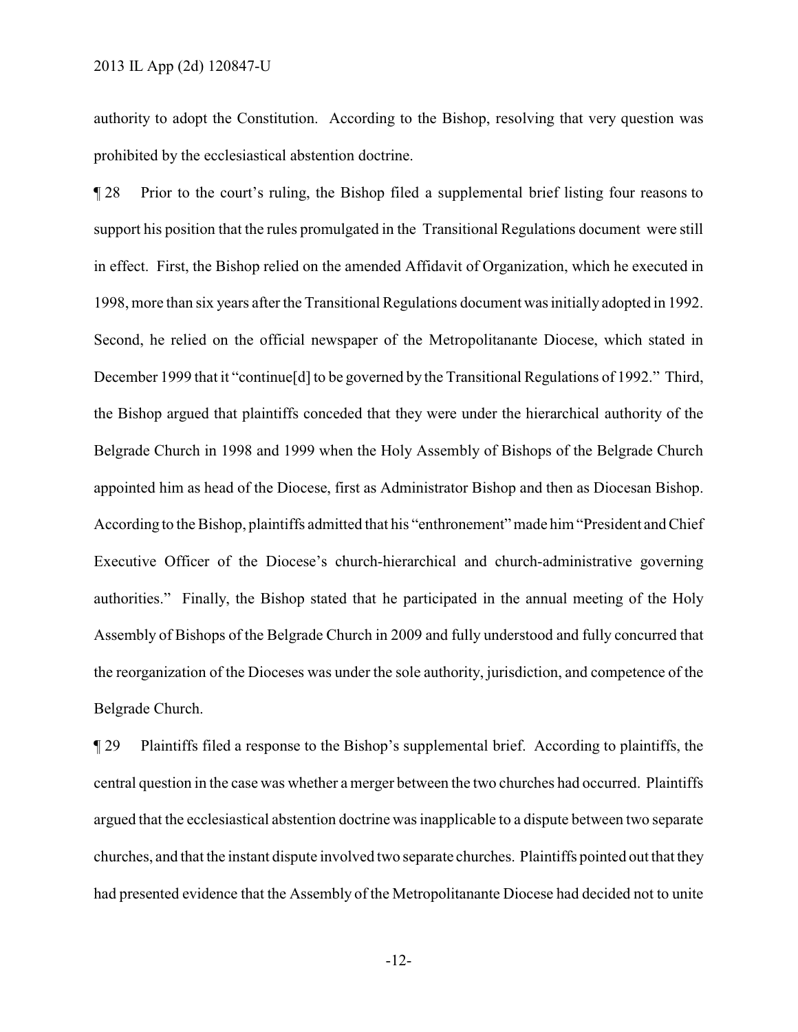authority to adopt the Constitution. According to the Bishop, resolving that very question was prohibited by the ecclesiastical abstention doctrine.

¶ 28 Prior to the court's ruling, the Bishop filed a supplemental brief listing four reasons to support his position that the rules promulgated in the Transitional Regulations document were still in effect. First, the Bishop relied on the amended Affidavit of Organization, which he executed in 1998, more than six years after the Transitional Regulations document was initially adopted in 1992. Second, he relied on the official newspaper of the Metropolitanante Diocese, which stated in December 1999 that it "continue[d] to be governed by the Transitional Regulations of 1992." Third, the Bishop argued that plaintiffs conceded that they were under the hierarchical authority of the Belgrade Church in 1998 and 1999 when the Holy Assembly of Bishops of the Belgrade Church appointed him as head of the Diocese, first as Administrator Bishop and then as Diocesan Bishop. According to the Bishop, plaintiffs admitted that his "enthronement" made him "President and Chief Executive Officer of the Diocese's church-hierarchical and church-administrative governing authorities." Finally, the Bishop stated that he participated in the annual meeting of the Holy Assembly of Bishops of the Belgrade Church in 2009 and fully understood and fully concurred that the reorganization of the Dioceses was under the sole authority, jurisdiction, and competence of the Belgrade Church.

¶ 29 Plaintiffs filed a response to the Bishop's supplemental brief. According to plaintiffs, the central question in the case was whether a merger between the two churches had occurred. Plaintiffs argued that the ecclesiastical abstention doctrine was inapplicable to a dispute between two separate churches, and that the instant dispute involved two separate churches. Plaintiffs pointed out that they had presented evidence that the Assembly of the Metropolitanante Diocese had decided not to unite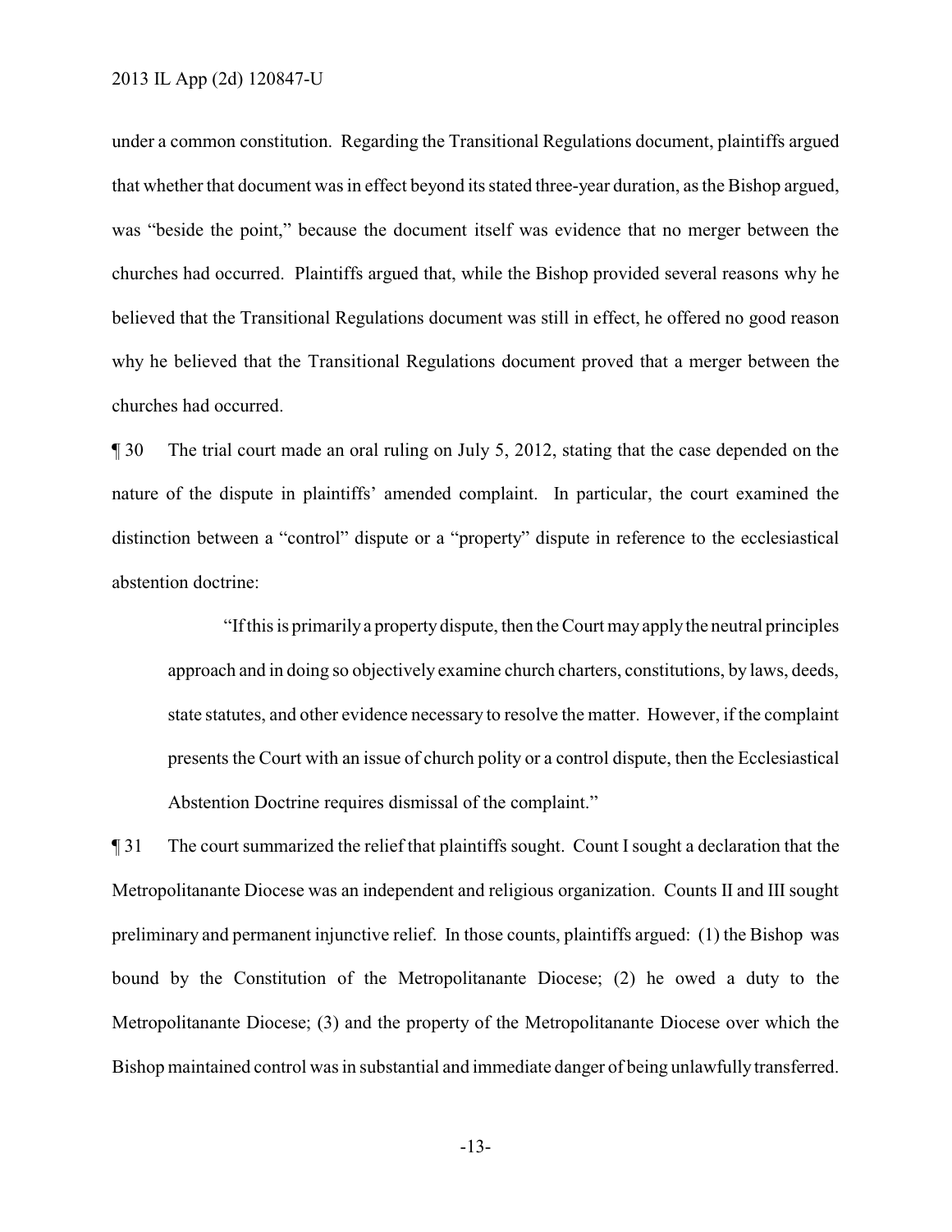under a common constitution. Regarding the Transitional Regulations document, plaintiffs argued that whether that document was in effect beyond its stated three-year duration, as the Bishop argued, was "beside the point," because the document itself was evidence that no merger between the churches had occurred. Plaintiffs argued that, while the Bishop provided several reasons why he believed that the Transitional Regulations document was still in effect, he offered no good reason why he believed that the Transitional Regulations document proved that a merger between the churches had occurred.

¶ 30 The trial court made an oral ruling on July 5, 2012, stating that the case depended on the nature of the dispute in plaintiffs' amended complaint. In particular, the court examined the distinction between a "control" dispute or a "property" dispute in reference to the ecclesiastical abstention doctrine:

> "If this is primarily a property dispute, then the Court may apply the neutral principles approach and in doing so objectively examine church charters, constitutions, by laws, deeds, state statutes, and other evidence necessary to resolve the matter. However, if the complaint presents the Court with an issue of church polity or a control dispute, then the Ecclesiastical Abstention Doctrine requires dismissal of the complaint."

¶ 31 The court summarized the relief that plaintiffs sought. Count I sought a declaration that the Metropolitanante Diocese was an independent and religious organization. Counts II and III sought preliminary and permanent injunctive relief. In those counts, plaintiffs argued: (1) the Bishop was bound by the Constitution of the Metropolitanante Diocese; (2) he owed a duty to the Metropolitanante Diocese; (3) and the property of the Metropolitanante Diocese over which the Bishop maintained control was in substantial and immediate danger of being unlawfully transferred.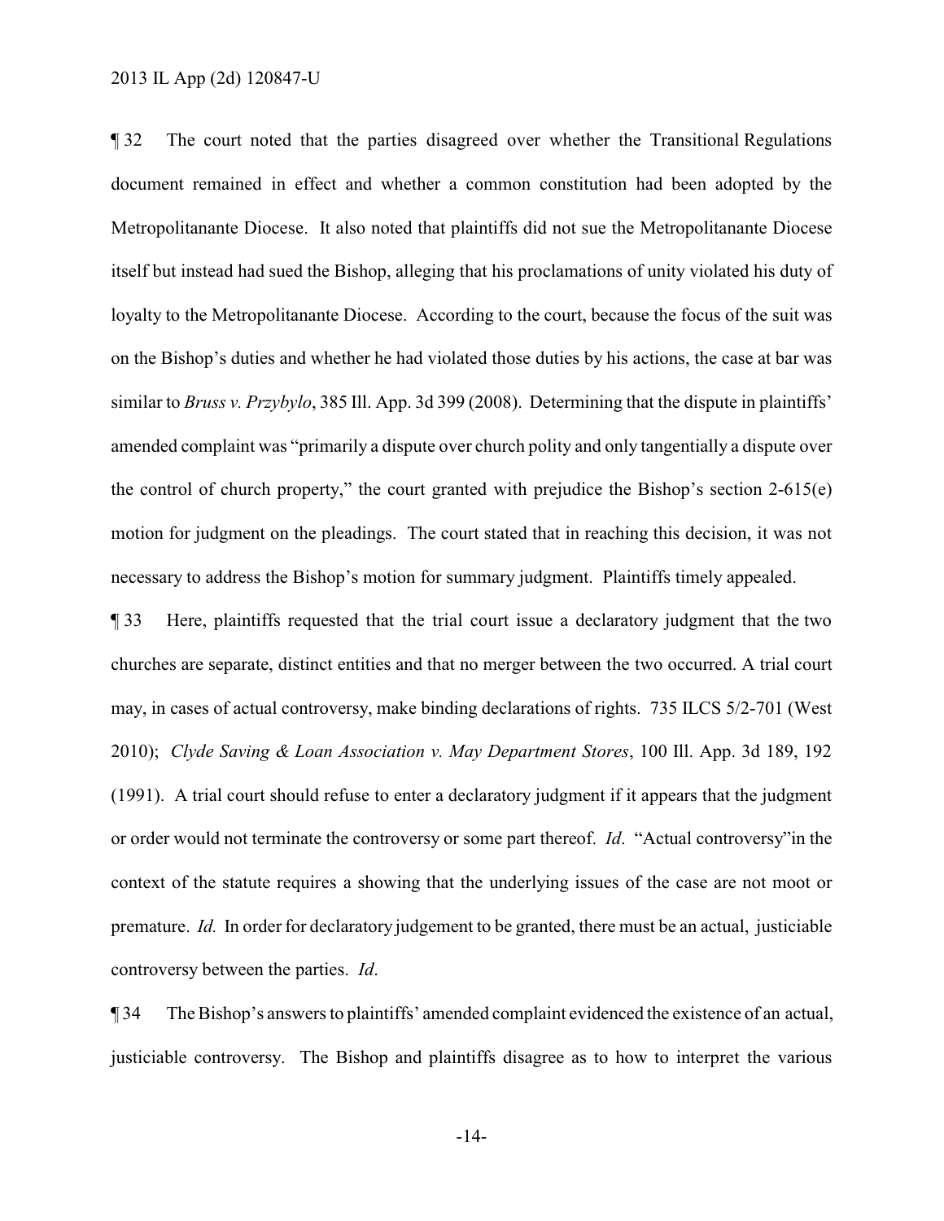¶ 32 The court noted that the parties disagreed over whether the Transitional Regulations document remained in effect and whether a common constitution had been adopted by the Metropolitanante Diocese. It also noted that plaintiffs did not sue the Metropolitanante Diocese itself but instead had sued the Bishop, alleging that his proclamations of unity violated his duty of loyalty to the Metropolitanante Diocese. According to the court, because the focus of the suit was on the Bishop's duties and whether he had violated those duties by his actions, the case at bar was similar to *Bruss v. Przybylo*, 385 Ill. App. 3d 399 (2008). Determining that the dispute in plaintiffs' amended complaint was "primarily a dispute over church polity and only tangentially a dispute over the control of church property," the court granted with prejudice the Bishop's section 2-615(e) motion for judgment on the pleadings. The court stated that in reaching this decision, it was not necessary to address the Bishop's motion for summary judgment. Plaintiffs timely appealed.

¶ 33 Here, plaintiffs requested that the trial court issue a declaratory judgment that the two churches are separate, distinct entities and that no merger between the two occurred. A trial court may, in cases of actual controversy, make binding declarations of rights. 735 ILCS 5/2-701 (West 2010); *Clyde Saving & Loan Association v. May Department Stores*, 100 Ill. App. 3d 189, 192 (1991). A trial court should refuse to enter a declaratory judgment if it appears that the judgment or order would not terminate the controversy or some part thereof. *Id*. "Actual controversy"in the context of the statute requires a showing that the underlying issues of the case are not moot or premature. *Id.* In order for declaratory judgement to be granted, there must be an actual, justiciable controversy between the parties. *Id*.

¶ 34 The Bishop's answers to plaintiffs' amended complaint evidenced the existence of an actual, justiciable controversy. The Bishop and plaintiffs disagree as to how to interpret the various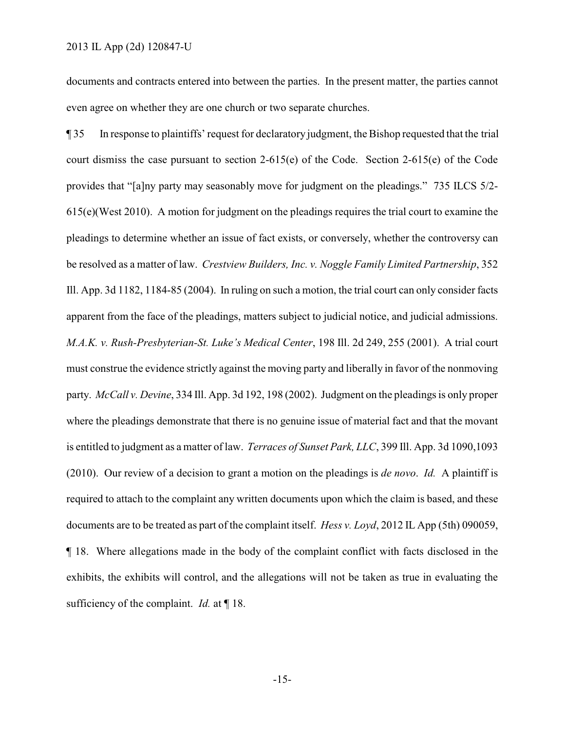documents and contracts entered into between the parties. In the present matter, the parties cannot even agree on whether they are one church or two separate churches.

¶ 35 In response to plaintiffs' request for declaratory judgment, the Bishop requested that the trial court dismiss the case pursuant to section 2-615(e) of the Code. Section 2-615(e) of the Code provides that "[a]ny party may seasonably move for judgment on the pleadings." 735 ILCS 5/2-615(e)(West 2010). A motion for judgment on the pleadings requires the trial court to examine the pleadings to determine whether an issue of fact exists, or conversely, whether the controversy can be resolved as a matter of law. *Crestview Builders, Inc. v. Noggle Family Limited Partnership*, 352 Ill. App. 3d 1182, 1184-85 (2004). In ruling on such a motion, the trial court can only consider facts apparent from the face of the pleadings, matters subject to judicial notice, and judicial admissions. *M.A.K. v. Rush-Presbyterian-St. Luke's Medical Center*, 198 Ill. 2d 249, 255 (2001). A trial court must construe the evidence strictly against the moving party and liberally in favor of the nonmoving party. *McCall v. Devine*, 334 Ill. App. 3d 192, 198 (2002). Judgment on the pleadings is only proper where the pleadings demonstrate that there is no genuine issue of material fact and that the movant is entitled to judgment as a matter of law. *Terraces of Sunset Park, LLC*, 399 Ill. App. 3d 1090,1093 (2010). Our review of a decision to grant a motion on the pleadings is *de novo*. *Id.* A plaintiff is required to attach to the complaint any written documents upon which the claim is based, and these documents are to be treated as part of the complaint itself. *Hess v. Loyd*, 2012 IL App (5th) 090059, ¶ 18. Where allegations made in the body of the complaint conflict with facts disclosed in the exhibits, the exhibits will control, and the allegations will not be taken as true in evaluating the sufficiency of the complaint. *Id.* at ¶ 18.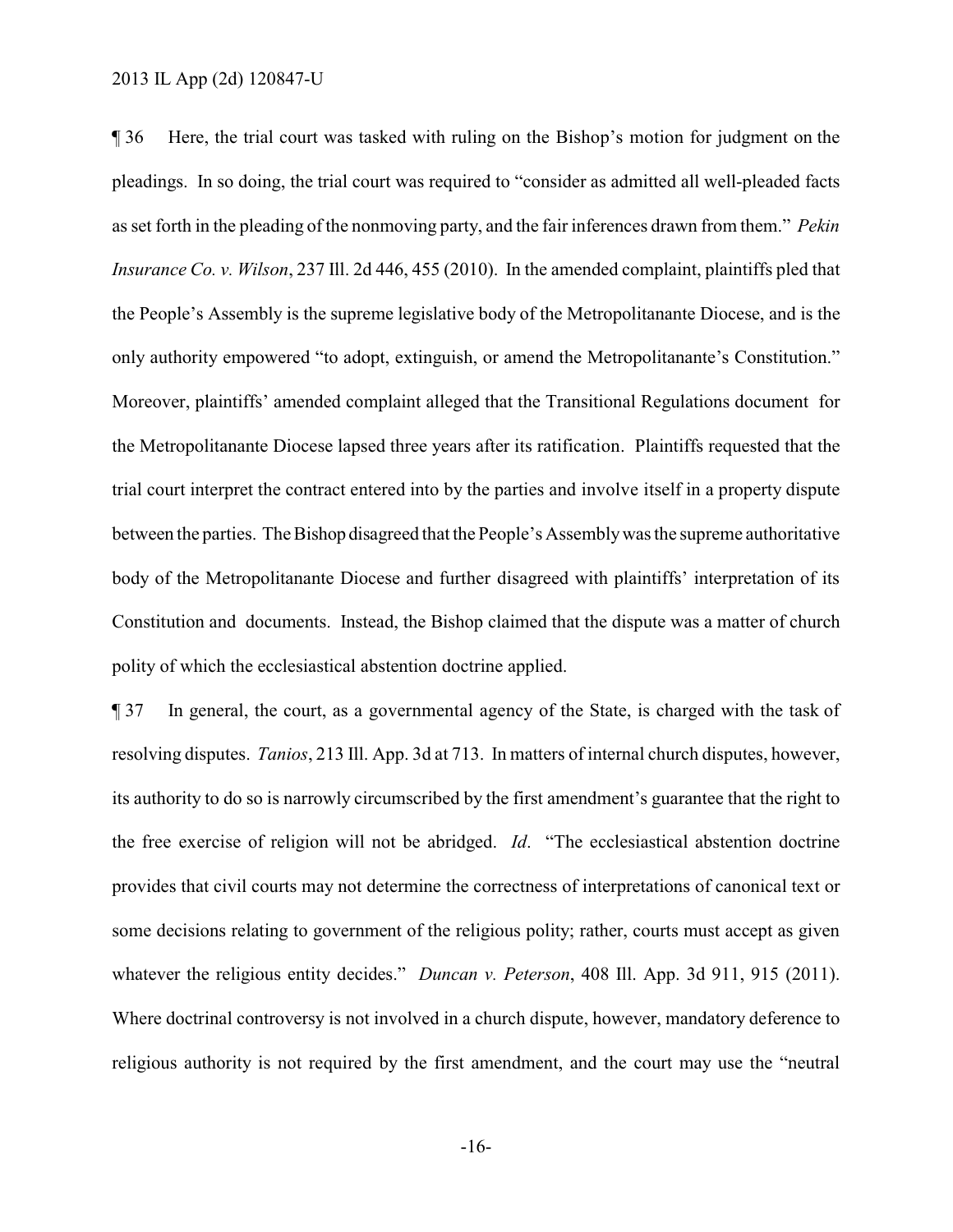¶ 36 Here, the trial court was tasked with ruling on the Bishop's motion for judgment on the pleadings. In so doing, the trial court was required to "consider as admitted all well-pleaded facts as set forth in the pleading of the nonmoving party, and the fair inferences drawn from them." *Pekin Insurance Co. v. Wilson*, 237 Ill. 2d 446, 455 (2010). In the amended complaint, plaintiffs pled that the People's Assembly is the supreme legislative body of the Metropolitanante Diocese, and is the only authority empowered "to adopt, extinguish, or amend the Metropolitanante's Constitution." Moreover, plaintiffs' amended complaint alleged that the Transitional Regulations document for the Metropolitanante Diocese lapsed three years after its ratification. Plaintiffs requested that the trial court interpret the contract entered into by the parties and involve itself in a property dispute between the parties. The Bishop disagreed that the People's Assembly was the supreme authoritative body of the Metropolitanante Diocese and further disagreed with plaintiffs' interpretation of its Constitution and documents. Instead, the Bishop claimed that the dispute was a matter of church polity of which the ecclesiastical abstention doctrine applied.

¶ 37 In general, the court, as a governmental agency of the State, is charged with the task of resolving disputes. *Tanios*, 213 Ill. App. 3d at 713. In matters of internal church disputes, however, its authority to do so is narrowly circumscribed by the first amendment's guarantee that the right to the free exercise of religion will not be abridged. *Id*. "The ecclesiastical abstention doctrine provides that civil courts may not determine the correctness of interpretations of canonical text or some decisions relating to government of the religious polity; rather, courts must accept as given whatever the religious entity decides." *Duncan v. Peterson*, 408 Ill. App. 3d 911, 915 (2011). Where doctrinal controversy is not involved in a church dispute, however, mandatory deference to religious authority is not required by the first amendment, and the court may use the "neutral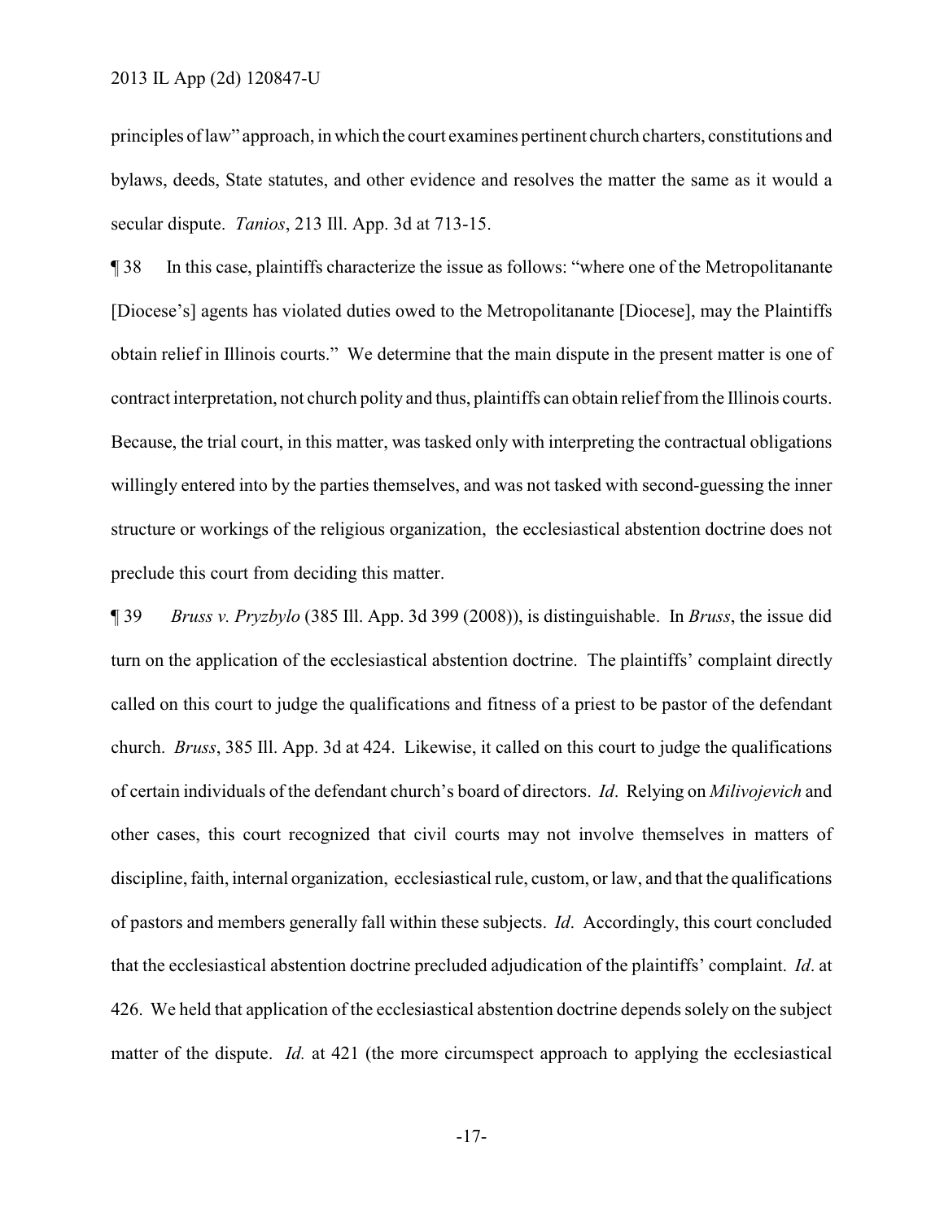principles of law" approach, in which the court examines pertinent church charters, constitutions and bylaws, deeds, State statutes, and other evidence and resolves the matter the same as it would a secular dispute. *Tanios*, 213 Ill. App. 3d at 713-15.

¶ 38 In this case, plaintiffs characterize the issue as follows: "where one of the Metropolitanante [Diocese's] agents has violated duties owed to the Metropolitanante [Diocese], may the Plaintiffs obtain relief in Illinois courts." We determine that the main dispute in the present matter is one of contract interpretation, not church polity and thus, plaintiffs can obtain relief from the Illinois courts. Because, the trial court, in this matter, was tasked only with interpreting the contractual obligations willingly entered into by the parties themselves, and was not tasked with second-guessing the inner structure or workings of the religious organization, the ecclesiastical abstention doctrine does not preclude this court from deciding this matter.

¶ 39 *Bruss v. Pryzbylo* (385 Ill. App. 3d 399 (2008)), is distinguishable. In *Bruss*, the issue did turn on the application of the ecclesiastical abstention doctrine. The plaintiffs' complaint directly called on this court to judge the qualifications and fitness of a priest to be pastor of the defendant church. *Bruss*, 385 Ill. App. 3d at 424. Likewise, it called on this court to judge the qualifications of certain individuals of the defendant church's board of directors. *Id*. Relying on *Milivojevich* and other cases, this court recognized that civil courts may not involve themselves in matters of discipline, faith, internal organization, ecclesiastical rule, custom, or law, and that the qualifications of pastors and members generally fall within these subjects. *Id*. Accordingly, this court concluded that the ecclesiastical abstention doctrine precluded adjudication of the plaintiffs' complaint. *Id*. at 426. We held that application of the ecclesiastical abstention doctrine depends solely on the subject matter of the dispute. *Id.* at 421 (the more circumspect approach to applying the ecclesiastical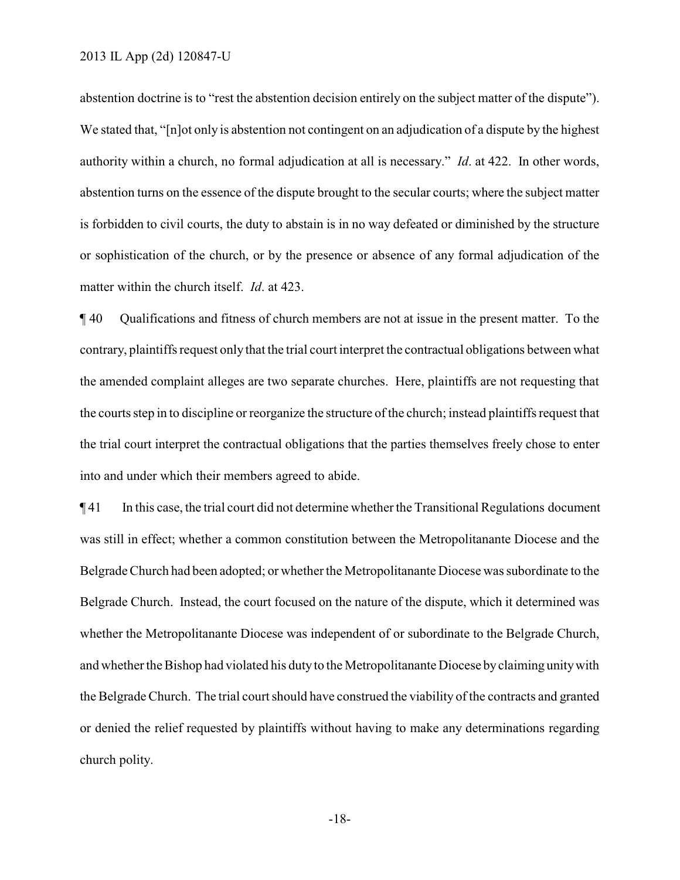abstention doctrine is to "rest the abstention decision entirely on the subject matter of the dispute"). We stated that, "[n]ot only is abstention not contingent on an adjudication of a dispute by the highest authority within a church, no formal adjudication at all is necessary." *Id*. at 422. In other words, abstention turns on the essence of the dispute brought to the secular courts; where the subject matter is forbidden to civil courts, the duty to abstain is in no way defeated or diminished by the structure or sophistication of the church, or by the presence or absence of any formal adjudication of the matter within the church itself. *Id*. at 423.

¶ 40 Qualifications and fitness of church members are not at issue in the present matter. To the contrary, plaintiffs request only that the trial court interpret the contractual obligations between what the amended complaint alleges are two separate churches. Here, plaintiffs are not requesting that the courts step in to discipline or reorganize the structure of the church; instead plaintiffs request that the trial court interpret the contractual obligations that the parties themselves freely chose to enter into and under which their members agreed to abide.

¶ 41 In this case, the trial court did not determine whether the Transitional Regulations document was still in effect; whether a common constitution between the Metropolitanante Diocese and the Belgrade Church had been adopted; or whether the Metropolitanante Diocese was subordinate to the Belgrade Church. Instead, the court focused on the nature of the dispute, which it determined was whether the Metropolitanante Diocese was independent of or subordinate to the Belgrade Church, and whether the Bishop had violated his duty to the Metropolitanante Diocese by claiming unity with the Belgrade Church. The trial court should have construed the viability of the contracts and granted or denied the relief requested by plaintiffs without having to make any determinations regarding church polity.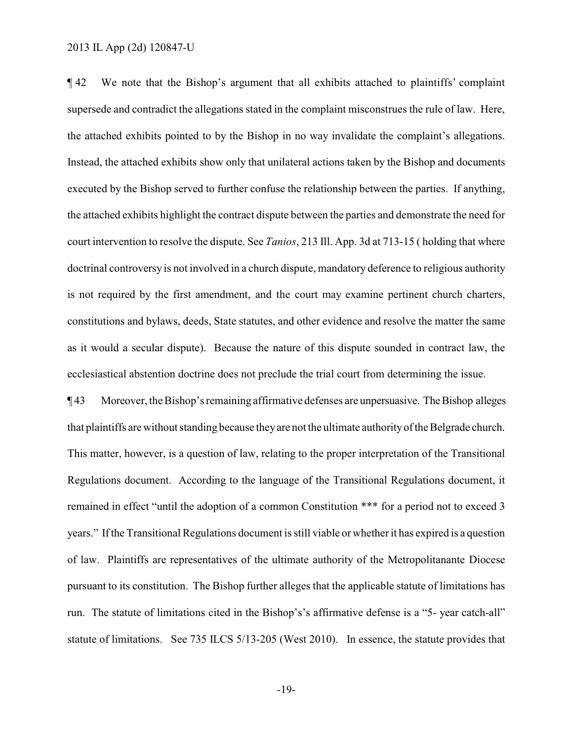¶ 42 We note that the Bishop's argument that all exhibits attached to plaintiffs' complaint supersede and contradict the allegations stated in the complaint misconstrues the rule of law. Here, the attached exhibits pointed to by the Bishop in no way invalidate the complaint's allegations. Instead, the attached exhibits show only that unilateral actions taken by the Bishop and documents executed by the Bishop served to further confuse the relationship between the parties. If anything, the attached exhibits highlight the contract dispute between the parties and demonstrate the need for court intervention to resolve the dispute. See *Tanios*, 213 Ill. App. 3d at 713-15 ( holding that where doctrinal controversy is not involved in a church dispute, mandatory deference to religious authority is not required by the first amendment, and the court may examine pertinent church charters, constitutions and bylaws, deeds, State statutes, and other evidence and resolve the matter the same as it would a secular dispute). Because the nature of this dispute sounded in contract law, the ecclesiastical abstention doctrine does not preclude the trial court from determining the issue.

¶ 43 Moreover, the Bishop's remaining affirmative defenses are unpersuasive. The Bishop alleges that plaintiffs are without standing because they are not the ultimate authority of the Belgrade church. This matter, however, is a question of law, relating to the proper interpretation of the Transitional Regulations document. According to the language of the Transitional Regulations document, it remained in effect "until the adoption of a common Constitution *** for a period not to exceed 3 years." If the Transitional Regulations document is still viable or whether it has expired is a question of law. Plaintiffs are representatives of the ultimate authority of the Metropolitanante Diocese pursuant to its constitution. The Bishop further alleges that the applicable statute of limitations has run. The statute of limitations cited in the Bishop's's affirmative defense is a "5- year catch-all" statute of limitations. See 735 ILCS 5/13-205 (West 2010). In essence, the statute provides that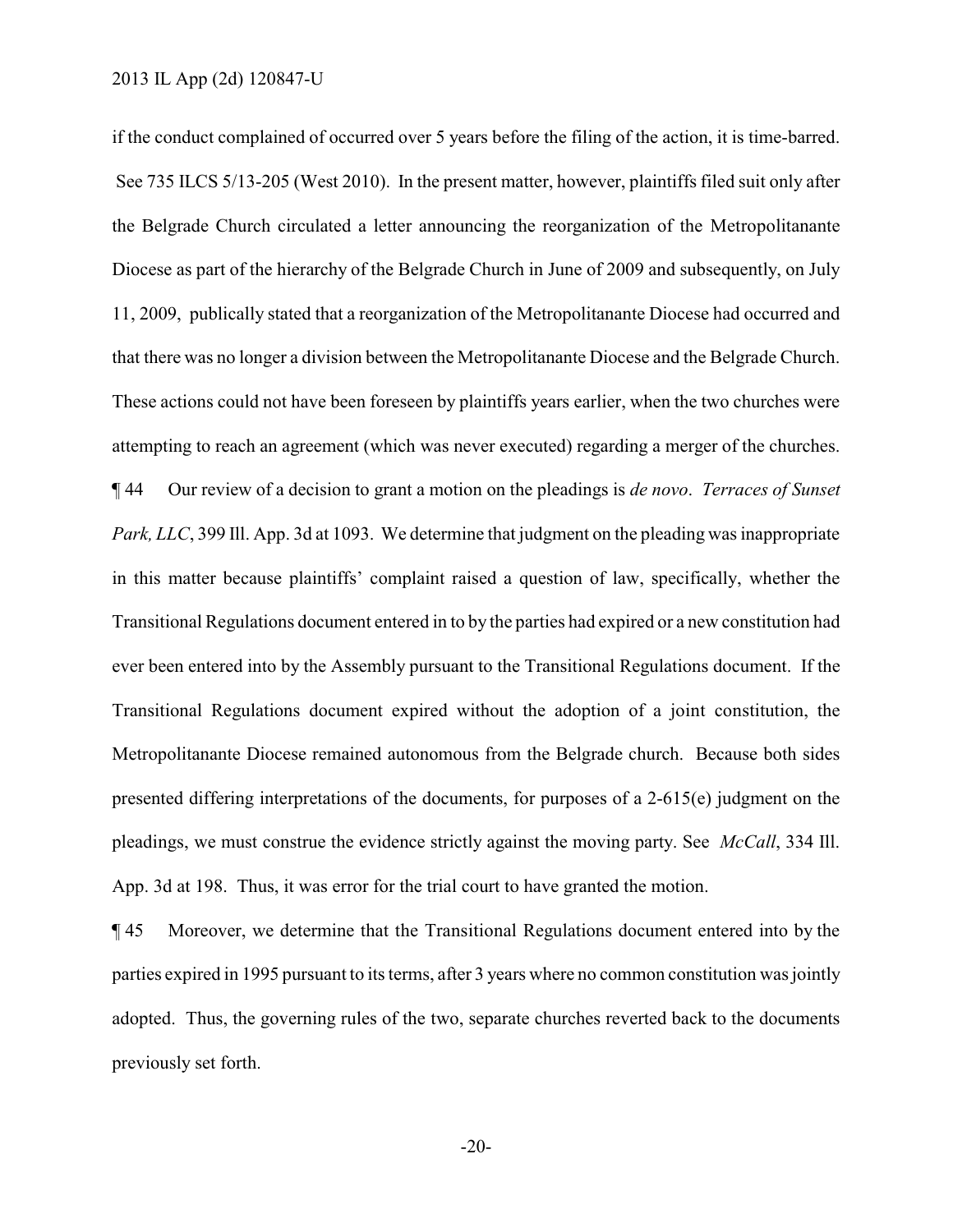if the conduct complained of occurred over 5 years before the filing of the action, it is time-barred. See 735 ILCS 5/13-205 (West 2010). In the present matter, however, plaintiffs filed suit only after the Belgrade Church circulated a letter announcing the reorganization of the Metropolitanante Diocese as part of the hierarchy of the Belgrade Church in June of 2009 and subsequently, on July 11, 2009, publically stated that a reorganization of the Metropolitanante Diocese had occurred and that there was no longer a division between the Metropolitanante Diocese and the Belgrade Church. These actions could not have been foreseen by plaintiffs years earlier, when the two churches were attempting to reach an agreement (which was never executed) regarding a merger of the churches.

¶ 44 Our review of a decision to grant a motion on the pleadings is *de novo*. *Terraces of Sunset Park, LLC*, 399 Ill. App. 3d at 1093. We determine that judgment on the pleading was inappropriate in this matter because plaintiffs' complaint raised a question of law, specifically, whether the Transitional Regulations document entered in to by the parties had expired or a new constitution had ever been entered into by the Assembly pursuant to the Transitional Regulations document. If the Transitional Regulations document expired without the adoption of a joint constitution, the Metropolitanante Diocese remained autonomous from the Belgrade church. Because both sides presented differing interpretations of the documents, for purposes of a 2-615(e) judgment on the pleadings, we must construe the evidence strictly against the moving party. See *McCall*, 334 Ill. App. 3d at 198. Thus, it was error for the trial court to have granted the motion.

¶ 45 Moreover, we determine that the Transitional Regulations document entered into by the parties expired in 1995 pursuant to its terms, after 3 years where no common constitution was jointly adopted. Thus, the governing rules of the two, separate churches reverted back to the documents previously set forth.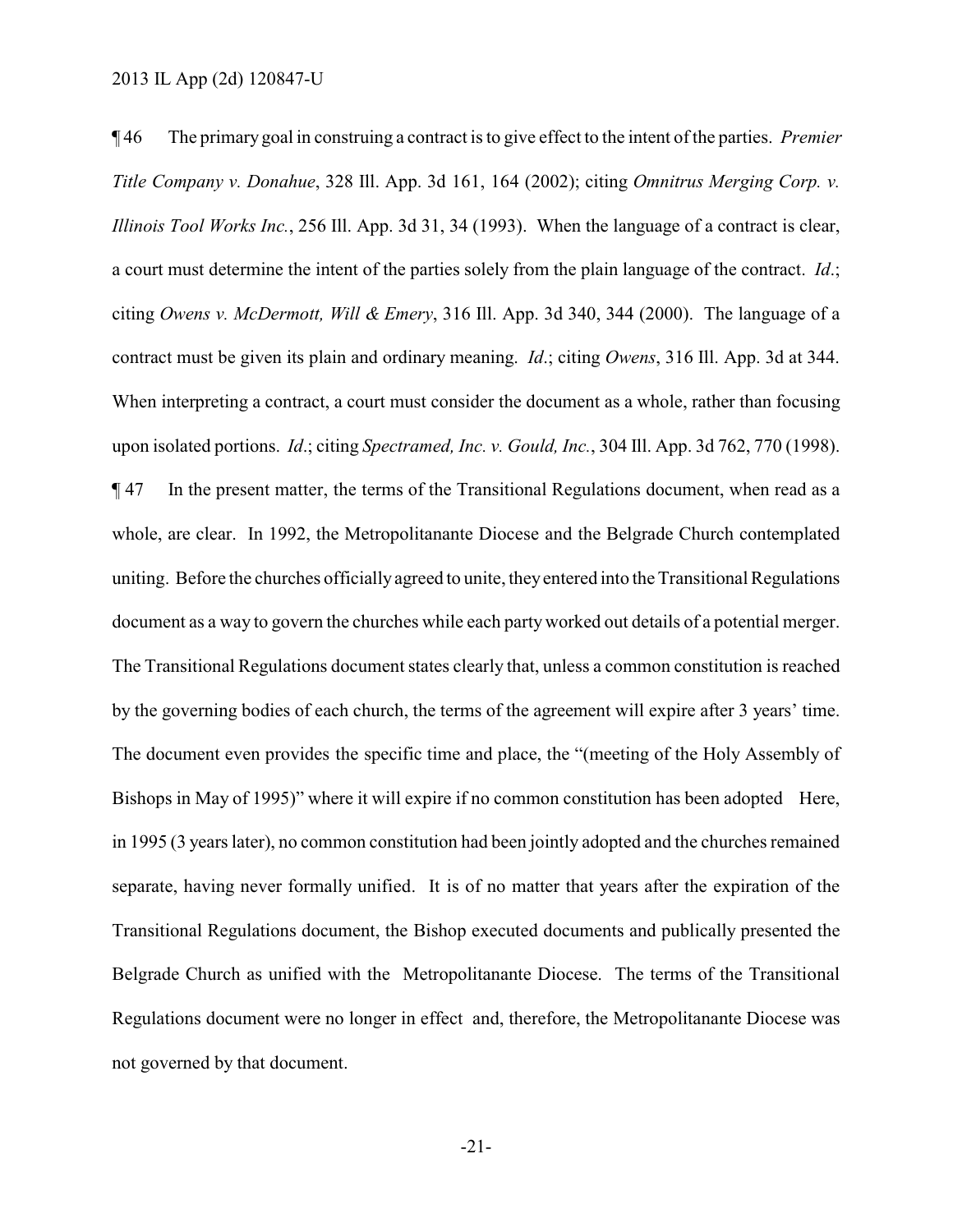¶ 46 The primary goal in construing a contract is to give effect to the intent of the parties. *Premier Title Company v. Donahue*, 328 Ill. App. 3d 161, 164 (2002); citing *Omnitrus Merging Corp. v. Illinois Tool Works Inc.*, 256 Ill. App. 3d 31, 34 (1993). When the language of a contract is clear, a court must determine the intent of the parties solely from the plain language of the contract. *Id*.; citing *Owens v. McDermott, Will & Emery*, 316 Ill. App. 3d 340, 344 (2000). The language of a contract must be given its plain and ordinary meaning. *Id*.; citing *Owens*, 316 Ill. App. 3d at 344. When interpreting a contract, a court must consider the document as a whole, rather than focusing upon isolated portions. *Id*.; citing *Spectramed, Inc. v. Gould, Inc.*, 304 Ill. App. 3d 762, 770 (1998).

¶ 47 In the present matter, the terms of the Transitional Regulations document, when read as a whole, are clear. In 1992, the Metropolitanante Diocese and the Belgrade Church contemplated uniting. Before the churches officially agreed to unite, they entered into the Transitional Regulations document as a way to govern the churches while each party worked out details of a potential merger. The Transitional Regulations document states clearly that, unless a common constitution is reached by the governing bodies of each church, the terms of the agreement will expire after 3 years' time. The document even provides the specific time and place, the "(meeting of the Holy Assembly of Bishops in May of 1995)" where it will expire if no common constitution has been adopted Here, in 1995 (3 years later), no common constitution had been jointly adopted and the churches remained separate, having never formally unified. It is of no matter that years after the expiration of the Transitional Regulations document, the Bishop executed documents and publically presented the Belgrade Church as unified with the Metropolitanante Diocese. The terms of the Transitional Regulations document were no longer in effect and, therefore, the Metropolitanante Diocese was not governed by that document.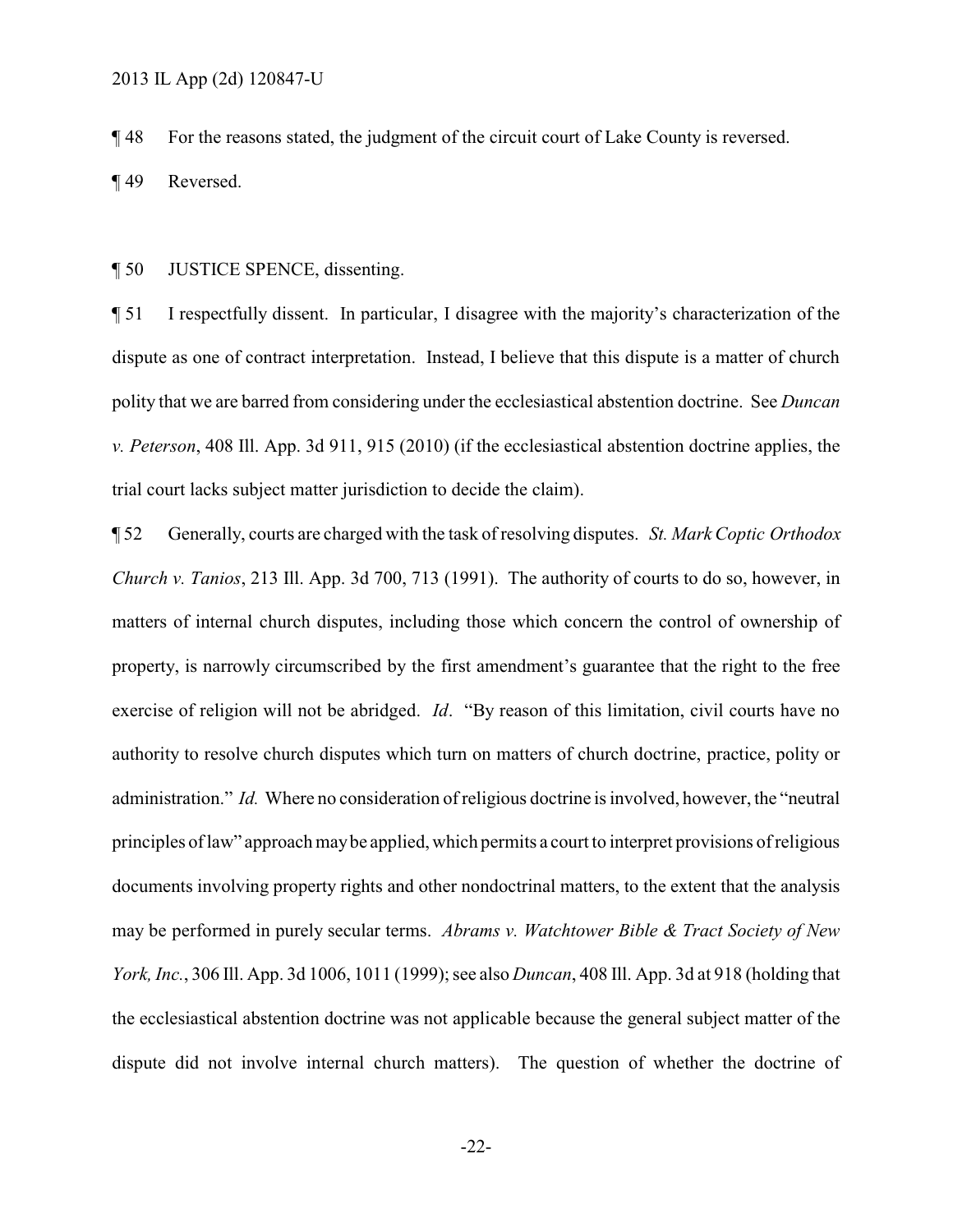¶ 48 For the reasons stated, the judgment of the circuit court of Lake County is reversed.

¶ 49 Reversed.

¶ 50 JUSTICE SPENCE, dissenting.

¶ 51 I respectfully dissent. In particular, I disagree with the majority's characterization of the dispute as one of contract interpretation. Instead, I believe that this dispute is a matter of church polity that we are barred from considering under the ecclesiastical abstention doctrine. See *Duncan v. Peterson*, 408 Ill. App. 3d 911, 915 (2010) (if the ecclesiastical abstention doctrine applies, the trial court lacks subject matter jurisdiction to decide the claim).

¶ 52 Generally, courts are charged with the task of resolving disputes. *St. Mark Coptic Orthodox Church v. Tanios*, 213 Ill. App. 3d 700, 713 (1991). The authority of courts to do so, however, in matters of internal church disputes, including those which concern the control of ownership of property, is narrowly circumscribed by the first amendment's guarantee that the right to the free exercise of religion will not be abridged. *Id*. "By reason of this limitation, civil courts have no authority to resolve church disputes which turn on matters of church doctrine, practice, polity or administration." *Id.* Where no consideration of religious doctrine is involved, however, the "neutral principles of law" approach may be applied, which permits a court to interpret provisions of religious documents involving property rights and other nondoctrinal matters, to the extent that the analysis may be performed in purely secular terms. *Abrams v. Watchtower Bible & Tract Society of New York, Inc.*, 306 Ill. App. 3d 1006, 1011 (1999); see also *Duncan*, 408 Ill. App. 3d at 918 (holding that the ecclesiastical abstention doctrine was not applicable because the general subject matter of the dispute did not involve internal church matters). The question of whether the doctrine of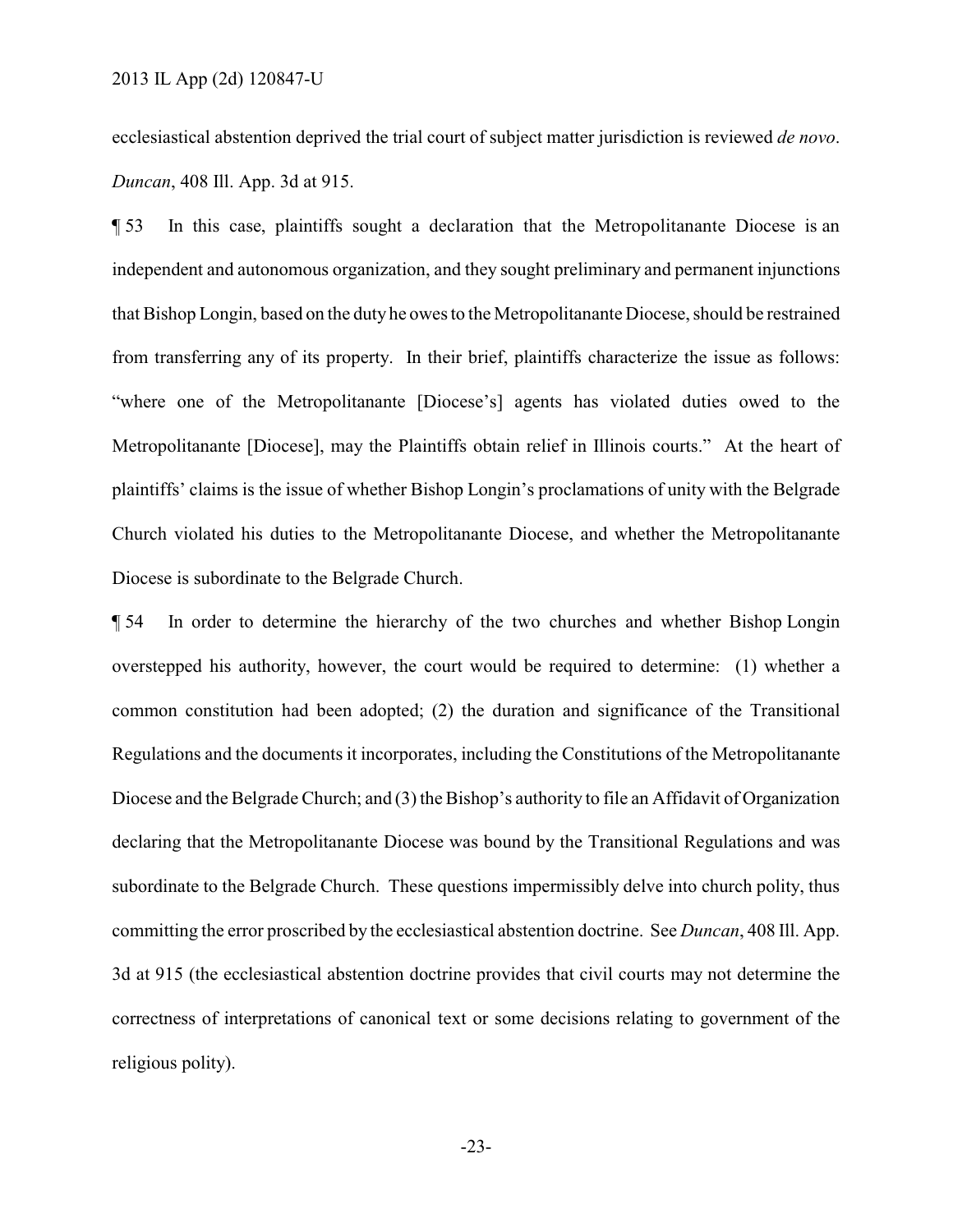ecclesiastical abstention deprived the trial court of subject matter jurisdiction is reviewed *de novo*. *Duncan*, 408 Ill. App. 3d at 915.

¶ 53 In this case, plaintiffs sought a declaration that the Metropolitanante Diocese is an independent and autonomous organization, and they sought preliminary and permanent injunctions that Bishop Longin, based on the duty he owes to the Metropolitanante Diocese, should be restrained from transferring any of its property. In their brief, plaintiffs characterize the issue as follows: "where one of the Metropolitanante [Diocese's] agents has violated duties owed to the Metropolitanante [Diocese], may the Plaintiffs obtain relief in Illinois courts." At the heart of plaintiffs' claims is the issue of whether Bishop Longin's proclamations of unity with the Belgrade Church violated his duties to the Metropolitanante Diocese, and whether the Metropolitanante Diocese is subordinate to the Belgrade Church.

¶ 54 In order to determine the hierarchy of the two churches and whether Bishop Longin overstepped his authority, however, the court would be required to determine: (1) whether a common constitution had been adopted; (2) the duration and significance of the Transitional Regulations and the documents it incorporates, including the Constitutions of the Metropolitanante Diocese and the Belgrade Church; and (3) the Bishop's authority to file an Affidavit of Organization declaring that the Metropolitanante Diocese was bound by the Transitional Regulations and was subordinate to the Belgrade Church. These questions impermissibly delve into church polity, thus committing the error proscribed by the ecclesiastical abstention doctrine. See *Duncan*, 408 Ill. App. 3d at 915 (the ecclesiastical abstention doctrine provides that civil courts may not determine the correctness of interpretations of canonical text or some decisions relating to government of the religious polity).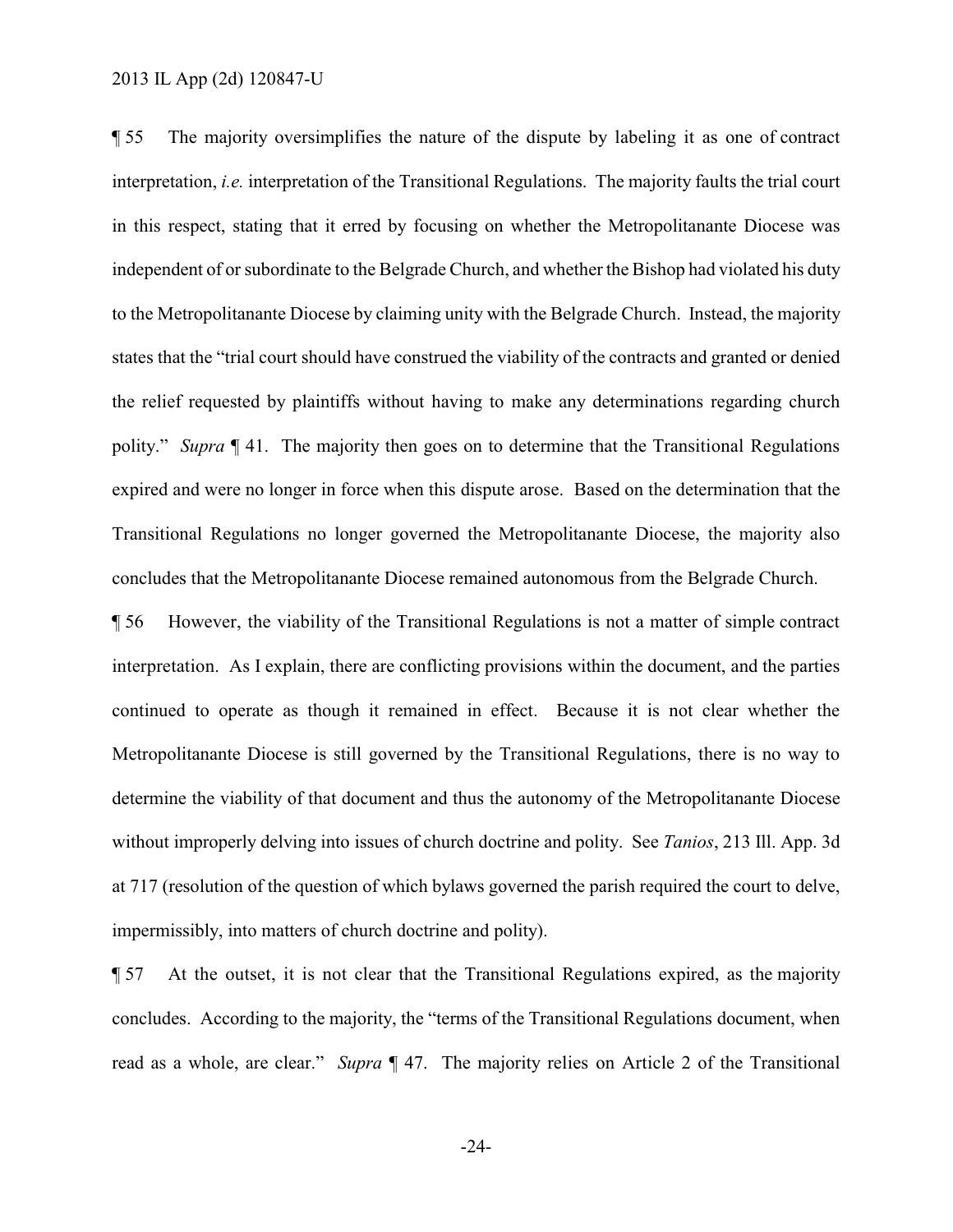¶ 55 The majority oversimplifies the nature of the dispute by labeling it as one of contract interpretation, *i.e.* interpretation of the Transitional Regulations. The majority faults the trial court in this respect, stating that it erred by focusing on whether the Metropolitanante Diocese was independent of or subordinate to the Belgrade Church, and whether the Bishop had violated his duty to the Metropolitanante Diocese by claiming unity with the Belgrade Church. Instead, the majority states that the "trial court should have construed the viability of the contracts and granted or denied the relief requested by plaintiffs without having to make any determinations regarding church polity." *Supra* ¶ 41. The majority then goes on to determine that the Transitional Regulations expired and were no longer in force when this dispute arose. Based on the determination that the Transitional Regulations no longer governed the Metropolitanante Diocese, the majority also concludes that the Metropolitanante Diocese remained autonomous from the Belgrade Church.

¶ 56 However, the viability of the Transitional Regulations is not a matter of simple contract interpretation. As I explain, there are conflicting provisions within the document, and the parties continued to operate as though it remained in effect. Because it is not clear whether the Metropolitanante Diocese is still governed by the Transitional Regulations, there is no way to determine the viability of that document and thus the autonomy of the Metropolitanante Diocese without improperly delving into issues of church doctrine and polity. See *Tanios*, 213 Ill. App. 3d at 717 (resolution of the question of which bylaws governed the parish required the court to delve, impermissibly, into matters of church doctrine and polity).

¶ 57 At the outset, it is not clear that the Transitional Regulations expired, as the majority concludes. According to the majority, the "terms of the Transitional Regulations document, when read as a whole, are clear." *Supra* ¶ 47. The majority relies on Article 2 of the Transitional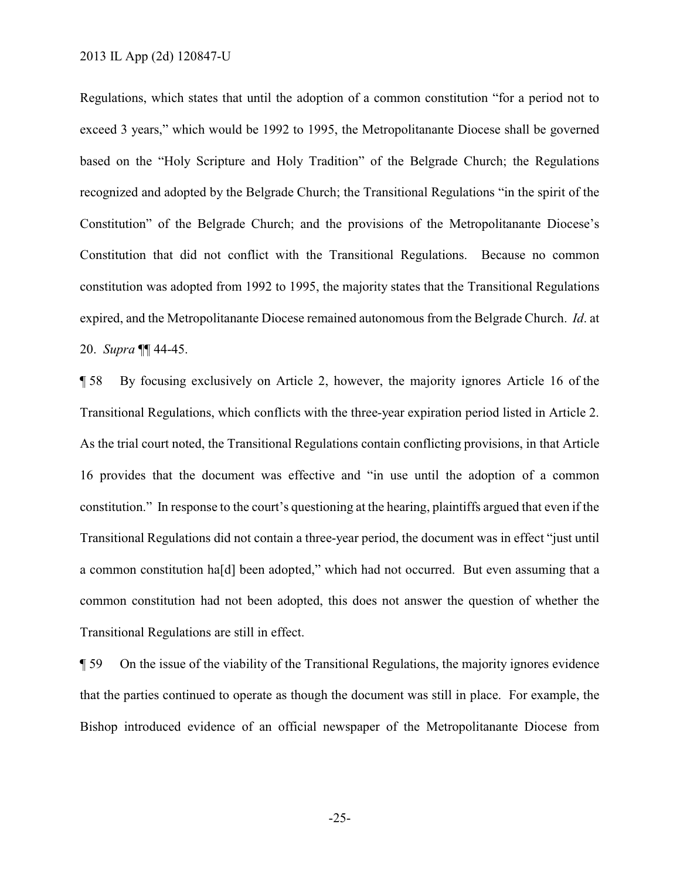Regulations, which states that until the adoption of a common constitution "for a period not to exceed 3 years," which would be 1992 to 1995, the Metropolitanante Diocese shall be governed based on the "Holy Scripture and Holy Tradition" of the Belgrade Church; the Regulations recognized and adopted by the Belgrade Church; the Transitional Regulations "in the spirit of the Constitution" of the Belgrade Church; and the provisions of the Metropolitanante Diocese's Constitution that did not conflict with the Transitional Regulations. Because no common constitution was adopted from 1992 to 1995, the majority states that the Transitional Regulations expired, and the Metropolitanante Diocese remained autonomous from the Belgrade Church. *Id*. at 20. *Supra* ¶¶ 44-45.

¶ 58 By focusing exclusively on Article 2, however, the majority ignores Article 16 of the Transitional Regulations, which conflicts with the three-year expiration period listed in Article 2. As the trial court noted, the Transitional Regulations contain conflicting provisions, in that Article 16 provides that the document was effective and "in use until the adoption of a common constitution." In response to the court's questioning at the hearing, plaintiffs argued that even if the Transitional Regulations did not contain a three-year period, the document was in effect "just until a common constitution ha[d] been adopted," which had not occurred. But even assuming that a common constitution had not been adopted, this does not answer the question of whether the Transitional Regulations are still in effect.

¶ 59 On the issue of the viability of the Transitional Regulations, the majority ignores evidence that the parties continued to operate as though the document was still in place. For example, the Bishop introduced evidence of an official newspaper of the Metropolitanante Diocese from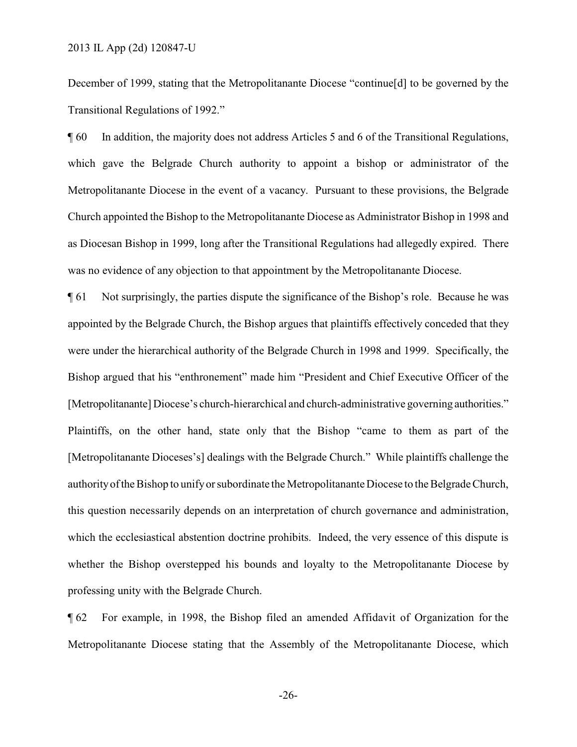December of 1999, stating that the Metropolitanante Diocese "continue[d] to be governed by the Transitional Regulations of 1992."

¶ 60 In addition, the majority does not address Articles 5 and 6 of the Transitional Regulations, which gave the Belgrade Church authority to appoint a bishop or administrator of the Metropolitanante Diocese in the event of a vacancy. Pursuant to these provisions, the Belgrade Church appointed the Bishop to the Metropolitanante Diocese as Administrator Bishop in 1998 and as Diocesan Bishop in 1999, long after the Transitional Regulations had allegedly expired. There was no evidence of any objection to that appointment by the Metropolitanante Diocese.

¶ 61 Not surprisingly, the parties dispute the significance of the Bishop's role. Because he was appointed by the Belgrade Church, the Bishop argues that plaintiffs effectively conceded that they were under the hierarchical authority of the Belgrade Church in 1998 and 1999. Specifically, the Bishop argued that his "enthronement" made him "President and Chief Executive Officer of the [Metropolitanante] Diocese's church-hierarchical and church-administrative governing authorities." Plaintiffs, on the other hand, state only that the Bishop "came to them as part of the [Metropolitanante Dioceses's] dealings with the Belgrade Church." While plaintiffs challenge the authority of the Bishop to unify or subordinate the Metropolitanante Diocese to the Belgrade Church, this question necessarily depends on an interpretation of church governance and administration, which the ecclesiastical abstention doctrine prohibits. Indeed, the very essence of this dispute is whether the Bishop overstepped his bounds and loyalty to the Metropolitanante Diocese by professing unity with the Belgrade Church.

¶ 62 For example, in 1998, the Bishop filed an amended Affidavit of Organization for the Metropolitanante Diocese stating that the Assembly of the Metropolitanante Diocese, which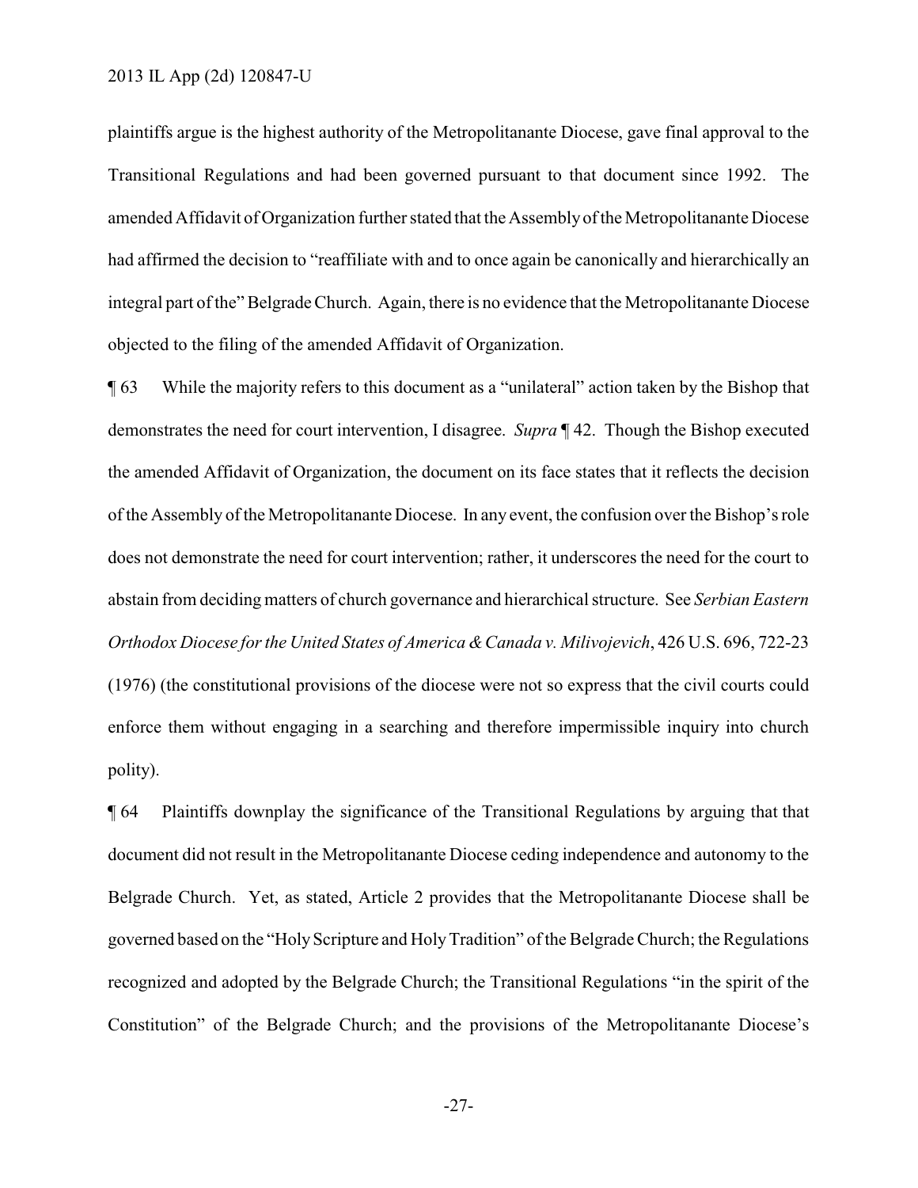plaintiffs argue is the highest authority of the Metropolitanante Diocese, gave final approval to the Transitional Regulations and had been governed pursuant to that document since 1992. The amended Affidavit of Organization further stated that the Assembly of the Metropolitanante Diocese had affirmed the decision to "reaffiliate with and to once again be canonically and hierarchically an integral part of the" Belgrade Church. Again, there is no evidence that the Metropolitanante Diocese objected to the filing of the amended Affidavit of Organization.

¶ 63 While the majority refers to this document as a "unilateral" action taken by the Bishop that demonstrates the need for court intervention, I disagree. *Supra* ¶ 42. Though the Bishop executed the amended Affidavit of Organization, the document on its face states that it reflects the decision of the Assembly of the Metropolitanante Diocese. In any event, the confusion over the Bishop's role does not demonstrate the need for court intervention; rather, it underscores the need for the court to abstain from deciding matters of church governance and hierarchical structure. See *Serbian Eastern Orthodox Diocese for the United States of America & Canada v. Milivojevich*, 426 U.S. 696, 722-23 (1976) (the constitutional provisions of the diocese were not so express that the civil courts could enforce them without engaging in a searching and therefore impermissible inquiry into church polity).

¶ 64 Plaintiffs downplay the significance of the Transitional Regulations by arguing that that document did not result in the Metropolitanante Diocese ceding independence and autonomy to the Belgrade Church. Yet, as stated, Article 2 provides that the Metropolitanante Diocese shall be governed based on the "Holy Scripture and Holy Tradition" of the Belgrade Church; the Regulations recognized and adopted by the Belgrade Church; the Transitional Regulations "in the spirit of the Constitution" of the Belgrade Church; and the provisions of the Metropolitanante Diocese's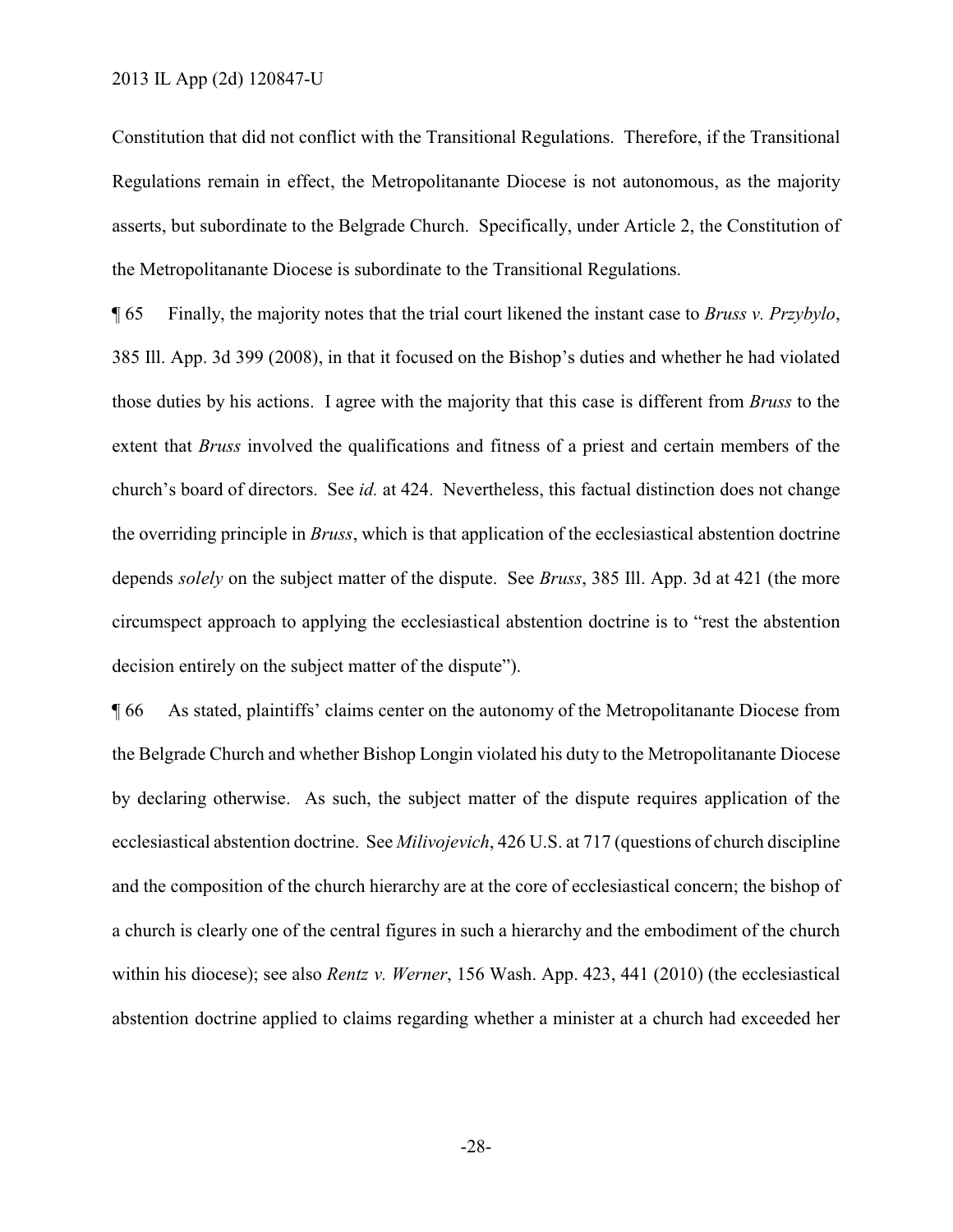Constitution that did not conflict with the Transitional Regulations. Therefore, if the Transitional Regulations remain in effect, the Metropolitanante Diocese is not autonomous, as the majority asserts, but subordinate to the Belgrade Church. Specifically, under Article 2, the Constitution of the Metropolitanante Diocese is subordinate to the Transitional Regulations.

¶ 65 Finally, the majority notes that the trial court likened the instant case to *Bruss v. Przybylo*, 385 Ill. App. 3d 399 (2008), in that it focused on the Bishop's duties and whether he had violated those duties by his actions. I agree with the majority that this case is different from *Bruss* to the extent that *Bruss* involved the qualifications and fitness of a priest and certain members of the church's board of directors. See *id.* at 424. Nevertheless, this factual distinction does not change the overriding principle in *Bruss*, which is that application of the ecclesiastical abstention doctrine depends *solely* on the subject matter of the dispute. See *Bruss*, 385 Ill. App. 3d at 421 (the more circumspect approach to applying the ecclesiastical abstention doctrine is to "rest the abstention decision entirely on the subject matter of the dispute").

¶ 66 As stated, plaintiffs' claims center on the autonomy of the Metropolitanante Diocese from the Belgrade Church and whether Bishop Longin violated his duty to the Metropolitanante Diocese by declaring otherwise. As such, the subject matter of the dispute requires application of the ecclesiastical abstention doctrine. See *Milivojevich*, 426 U.S. at 717 (questions of church discipline and the composition of the church hierarchy are at the core of ecclesiastical concern; the bishop of a church is clearly one of the central figures in such a hierarchy and the embodiment of the church within his diocese); see also *Rentz v. Werner*, 156 Wash. App. 423, 441 (2010) (the ecclesiastical abstention doctrine applied to claims regarding whether a minister at a church had exceeded her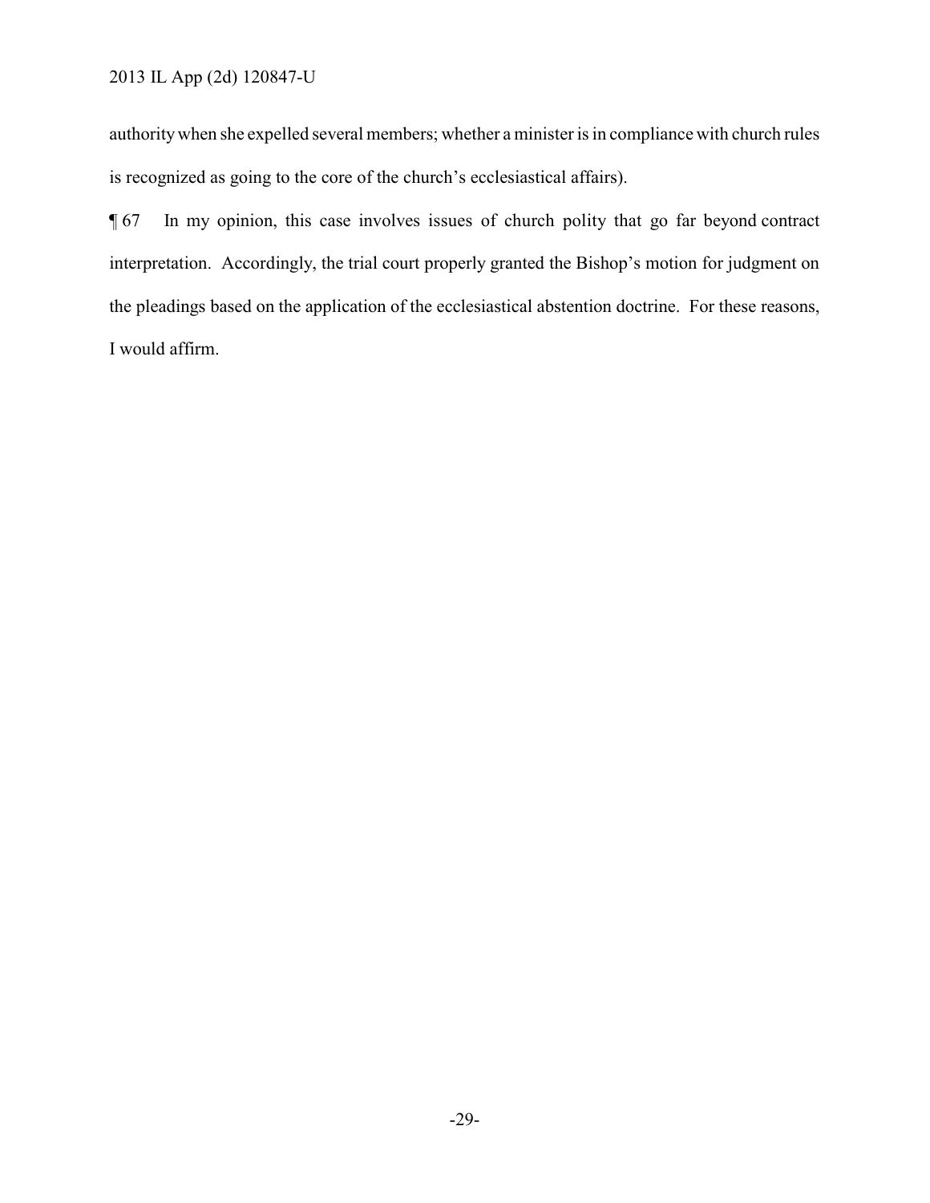authority when she expelled several members; whether a minister is in compliance with church rules is recognized as going to the core of the church's ecclesiastical affairs).

¶ 67 In my opinion, this case involves issues of church polity that go far beyond contract interpretation. Accordingly, the trial court properly granted the Bishop's motion for judgment on the pleadings based on the application of the ecclesiastical abstention doctrine. For these reasons, I would affirm.